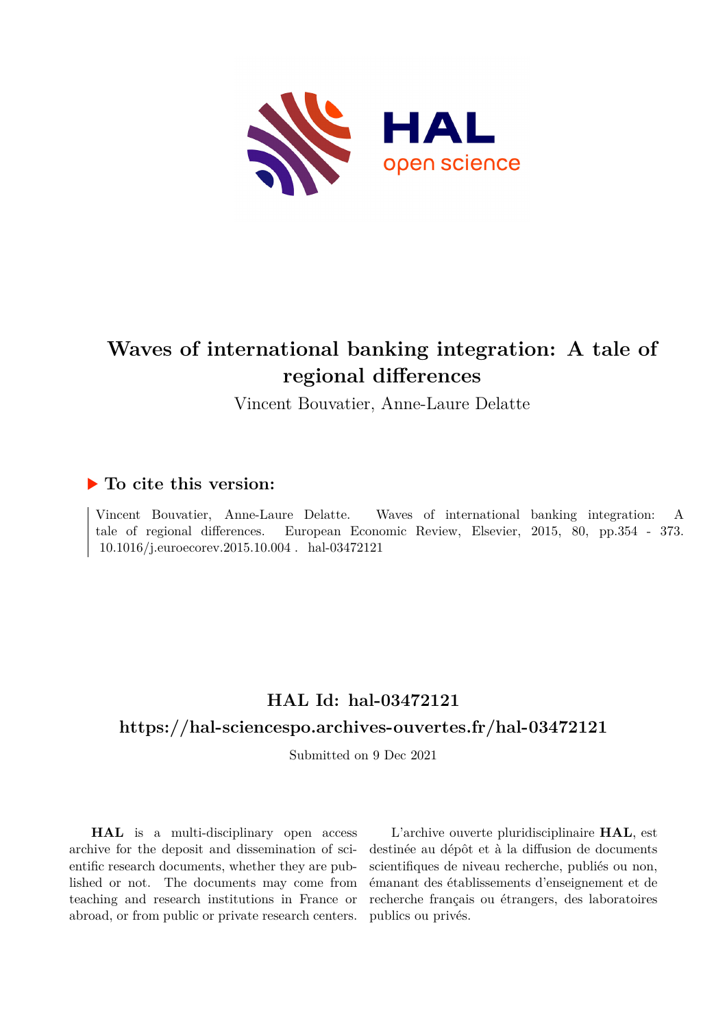# Waves of international banking integration: A tale of regional differences

Vincent Bouvatier, Anne-Laure Delatte

## ▶ To cite this version:

Vincent Bouvatier, Anne-Laure Delatte. Waves of international banking integration: A tale of regional differences. European Economic Review, Elsevier, 2015, 80, pp.354 - 373. 10.1016/j.euroecorev.2015.10.004 . hal-03472121

## HAL Id: hal-03472121

## https://hal-sciencespo.archives-ouvertes.fr/hal-03472121

Submitted on 9 Dec 2021

**HAL** is a multi-disciplinary open access archive for the deposit and dissemination of scientific research documents, whether they are published or not. The documents may come from teaching and research institutions in France or abroad, or from public or private research centers.

L'archive ouverte pluridisciplinaire **HAL**, est destinée au dépôt et à la diffusion de documents scientifiques de niveau recherche, publiés ou non, émanant des établissements d'enseignement et de recherche français ou étrangers, des laboratoires publics ou privés.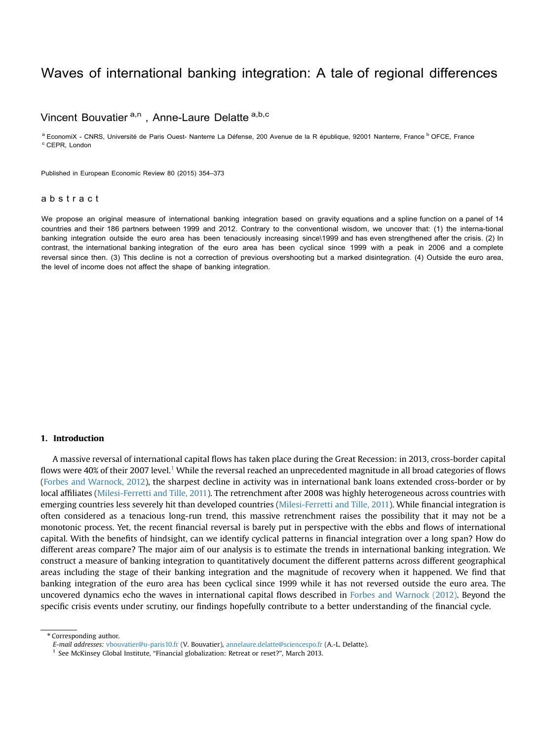# Waves of international banking integration: A tale of regional differences

Vincent Bouvatier [a,n] , Anne-Laure Delatte [a,b,c]

[a] EconomiX - CNRS, Université de Paris Ouest- Nanterre La Défense, 200 Avenue de la R épublique, 92001 Nanterre, France [b] OFCE, France
[c] CEPR, London

Published in European Economic Review 80 (2015) 354–373

## abstract

We propose an original measure of international banking integration based on gravity equations and a spline function on a panel of 14 countries and their 186 partners between 1999 and 2012. Contrary to the conventional wisdom, we uncover that: (1) the interna-tional banking integration outside the euro area has been tenaciously increasing since\1999 and has even strengthened after the crisis. (2) In contrast, the international banking integration of the euro area has been cyclical since 1999 with a peak in 2006 and a complete reversal since then. (3) This decline is not a correction of previous overshooting but a marked disintegration. (4) Outside the euro area, the level of income does not affect the shape of banking integration.

## 1. Introduction

A massive reversal of international capital flows has taken place during the Great Recession: in 2013, cross-border capital flows were 40% of their 2007 level.[1] While the reversal reached an unprecedented magnitude in all broad categories of flows (Forbes and Warnock, 2012), the sharpest decline in activity was in international bank loans extended cross-border or by local affiliates (Milesi-Ferretti and Tille, 2011). The retrenchment after 2008 was highly heterogeneous across countries with emerging countries less severely hit than developed countries (Milesi-Ferretti and Tille, 2011). While financial integration is often considered as a tenacious long-run trend, this massive retrenchment raises the possibility that it may not be a monotonic process. Yet, the recent financial reversal is barely put in perspective with the ebbs and flows of international capital. With the benefits of hindsight, can we identify cyclical patterns in financial integration over a long span? How do different areas compare? The major aim of our analysis is to estimate the trends in international banking integration. We construct a measure of banking integration to quantitatively document the different patterns across different geographical areas including the stage of their banking integration and the magnitude of recovery when it happened. We find that banking integration of the euro area has been cyclical since 1999 while it has not reversed outside the euro area. The uncovered dynamics echo the waves in international capital flows described in Forbes and Warnock (2012). Beyond the specific crisis events under scrutiny, our findings hopefully contribute to a better understanding of the financial cycle.

* Corresponding author.
*E-mail addresses:* vbouvatier@u-paris10.fr (V. Bouvatier), annelaure.delatte@sciencespo.fr (A.-L. Delatte).

[1] See McKinsey Global Institute, "Financial globalization: Retreat or reset?", March 2013.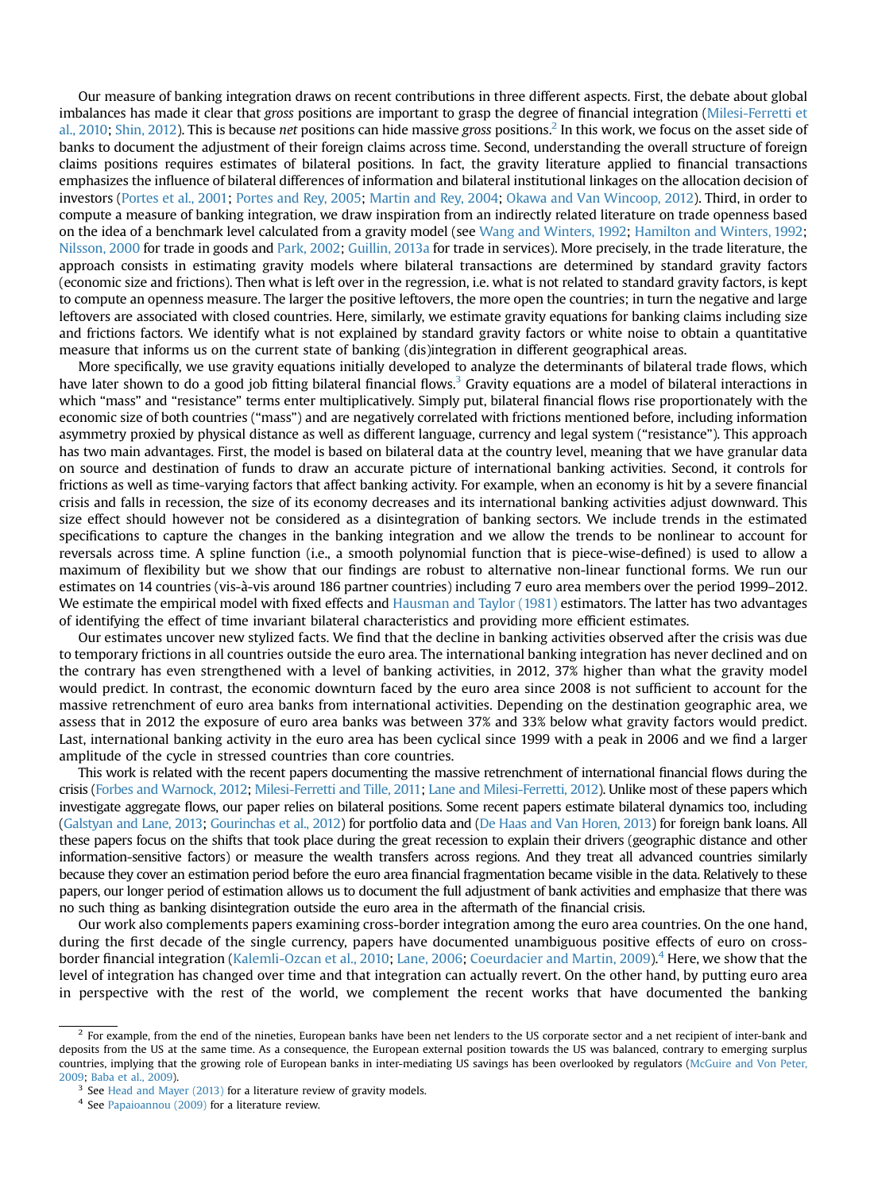Our measure of banking integration draws on recent contributions in three different aspects. First, the debate about global imbalances has made it clear that *gross* positions are important to grasp the degree of financial integration (Milesi-Ferretti et al., 2010; Shin, 2012). This is because *net* positions can hide massive *gross* positions.[2] In this work, we focus on the asset side of banks to document the adjustment of their foreign claims across time. Second, understanding the overall structure of foreign claims positions requires estimates of bilateral positions. In fact, the gravity literature applied to financial transactions emphasizes the influence of bilateral differences of information and bilateral institutional linkages on the allocation decision of investors (Portes et al., 2001; Portes and Rey, 2005; Martin and Rey, 2004; Okawa and Van Wincoop, 2012). Third, in order to compute a measure of banking integration, we draw inspiration from an indirectly related literature on trade openness based on the idea of a benchmark level calculated from a gravity model (see Wang and Winters, 1992; Hamilton and Winters, 1992; Nilsson, 2000 for trade in goods and Park, 2002; Guillin, 2013a for trade in services). More precisely, in the trade literature, the approach consists in estimating gravity models where bilateral transactions are determined by standard gravity factors (economic size and frictions). Then what is left over in the regression, i.e. what is not related to standard gravity factors, is kept to compute an openness measure. The larger the positive leftovers, the more open the countries; in turn the negative and large leftovers are associated with closed countries. Here, similarly, we estimate gravity equations for banking claims including size and frictions factors. We identify what is not explained by standard gravity factors or white noise to obtain a quantitative measure that informs us on the current state of banking (dis)integration in different geographical areas.

More specifically, we use gravity equations initially developed to analyze the determinants of bilateral trade flows, which have later shown to do a good job fitting bilateral financial flows.[3] Gravity equations are a model of bilateral interactions in which "mass" and "resistance" terms enter multiplicatively. Simply put, bilateral financial flows rise proportionately with the economic size of both countries ("mass") and are negatively correlated with frictions mentioned before, including information asymmetry proxied by physical distance as well as different language, currency and legal system ("resistance"). This approach has two main advantages. First, the model is based on bilateral data at the country level, meaning that we have granular data on source and destination of funds to draw an accurate picture of international banking activities. Second, it controls for frictions as well as time-varying factors that affect banking activity. For example, when an economy is hit by a severe financial crisis and falls in recession, the size of its economy decreases and its international banking activities adjust downward. This size effect should however not be considered as a disintegration of banking sectors. We include trends in the estimated specifications to capture the changes in the banking integration and we allow the trends to be nonlinear to account for reversals across time. A spline function (i.e., a smooth polynomial function that is piece-wise-defined) is used to allow a maximum of flexibility but we show that our findings are robust to alternative non-linear functional forms. We run our estimates on 14 countries (vis-à-vis around 186 partner countries) including 7 euro area members over the period 1999–2012. We estimate the empirical model with fixed effects and Hausman and Taylor (1981) estimators. The latter has two advantages of identifying the effect of time invariant bilateral characteristics and providing more efficient estimates.

Our estimates uncover new stylized facts. We find that the decline in banking activities observed after the crisis was due to temporary frictions in all countries outside the euro area. The international banking integration has never declined and on the contrary has even strengthened with a level of banking activities, in 2012, 37% higher than what the gravity model would predict. In contrast, the economic downturn faced by the euro area since 2008 is not sufficient to account for the massive retrenchment of euro area banks from international activities. Depending on the destination geographic area, we assess that in 2012 the exposure of euro area banks was between 37% and 33% below what gravity factors would predict. Last, international banking activity in the euro area has been cyclical since 1999 with a peak in 2006 and we find a larger amplitude of the cycle in stressed countries than core countries.

This work is related with the recent papers documenting the massive retrenchment of international financial flows during the crisis (Forbes and Warnock, 2012; Milesi-Ferretti and Tille, 2011; Lane and Milesi-Ferretti, 2012). Unlike most of these papers which investigate aggregate flows, our paper relies on bilateral positions. Some recent papers estimate bilateral dynamics too, including (Galstyan and Lane, 2013; Gourinchas et al., 2012) for portfolio data and (De Haas and Van Horen, 2013) for foreign bank loans. All these papers focus on the shifts that took place during the great recession to explain their drivers (geographic distance and other information-sensitive factors) or measure the wealth transfers across regions. And they treat all advanced countries similarly because they cover an estimation period before the euro area financial fragmentation became visible in the data. Relatively to these papers, our longer period of estimation allows us to document the full adjustment of bank activities and emphasize that there was no such thing as banking disintegration outside the euro area in the aftermath of the financial crisis.

Our work also complements papers examining cross-border integration among the euro area countries. On the one hand, during the first decade of the single currency, papers have documented unambiguous positive effects of euro on cross-border financial integration (Kalemli-Ozcan et al., 2010; Lane, 2006; Coeurdacier and Martin, 2009).[4] Here, we show that the level of integration has changed over time and that integration can actually revert. On the other hand, by putting euro area in perspective with the rest of the world, we complement the recent works that have documented the banking

---

[2] For example, from the end of the nineties, European banks have been net lenders to the US corporate sector and a net recipient of inter-bank and deposits from the US at the same time. As a consequence, the European external position towards the US was balanced, contrary to emerging surplus countries, implying that the growing role of European banks in inter-mediating US savings has been overlooked by regulators (McGuire and Von Peter, 2009; Baba et al., 2009).

[3] See Head and Mayer (2013) for a literature review of gravity models.

[4] See Papaioannou (2009) for a literature review.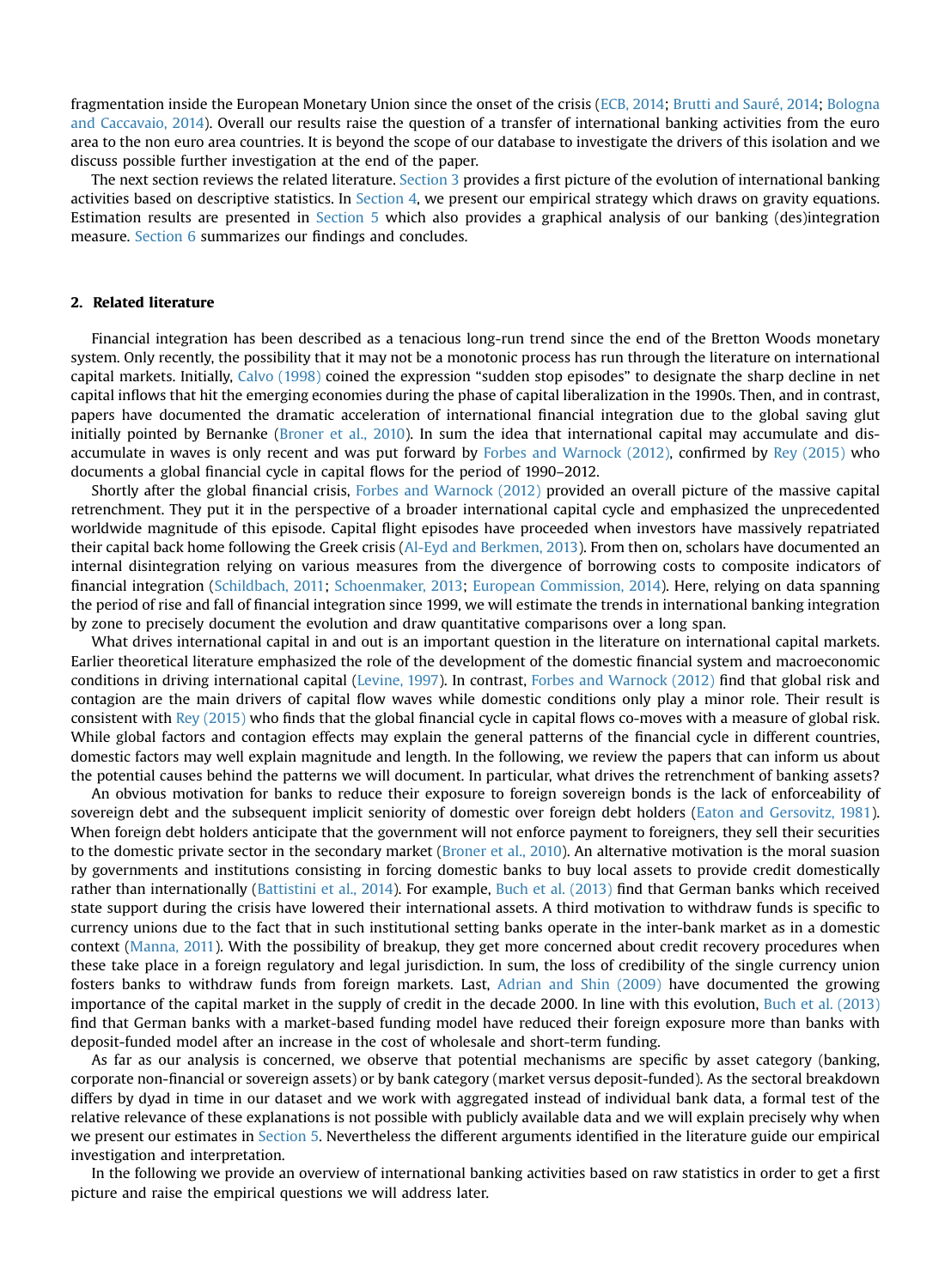fragmentation inside the European Monetary Union since the onset of the crisis (ECB, 2014; Brutti and Sauré, 2014; Bologna and Caccavaio, 2014). Overall our results raise the question of a transfer of international banking activities from the euro area to the non euro area countries. It is beyond the scope of our database to investigate the drivers of this isolation and we discuss possible further investigation at the end of the paper.

The next section reviews the related literature. Section 3 provides a first picture of the evolution of international banking activities based on descriptive statistics. In Section 4, we present our empirical strategy which draws on gravity equations. Estimation results are presented in Section 5 which also provides a graphical analysis of our banking (des)integration measure. Section 6 summarizes our findings and concludes.

## 2. Related literature

Financial integration has been described as a tenacious long-run trend since the end of the Bretton Woods monetary system. Only recently, the possibility that it may not be a monotonic process has run through the literature on international capital markets. Initially, Calvo (1998) coined the expression "sudden stop episodes" to designate the sharp decline in net capital inflows that hit the emerging economies during the phase of capital liberalization in the 1990s. Then, and in contrast, papers have documented the dramatic acceleration of international financial integration due to the global saving glut initially pointed by Bernanke (Broner et al., 2010). In sum the idea that international capital may accumulate and dis-accumulate in waves is only recent and was put forward by Forbes and Warnock (2012), confirmed by Rey (2015) who documents a global financial cycle in capital flows for the period of 1990–2012.

Shortly after the global financial crisis, Forbes and Warnock (2012) provided an overall picture of the massive capital retrenchment. They put it in the perspective of a broader international capital cycle and emphasized the unprecedented worldwide magnitude of this episode. Capital flight episodes have proceeded when investors have massively repatriated their capital back home following the Greek crisis (Al-Eyd and Berkmen, 2013). From then on, scholars have documented an internal disintegration relying on various measures from the divergence of borrowing costs to composite indicators of financial integration (Schildbach, 2011; Schoenmaker, 2013; European Commission, 2014). Here, relying on data spanning the period of rise and fall of financial integration since 1999, we will estimate the trends in international banking integration by zone to precisely document the evolution and draw quantitative comparisons over a long span.

What drives international capital in and out is an important question in the literature on international capital markets. Earlier theoretical literature emphasized the role of the development of the domestic financial system and macroeconomic conditions in driving international capital (Levine, 1997). In contrast, Forbes and Warnock (2012) find that global risk and contagion are the main drivers of capital flow waves while domestic conditions only play a minor role. Their result is consistent with Rey (2015) who finds that the global financial cycle in capital flows co-moves with a measure of global risk. While global factors and contagion effects may explain the general patterns of the financial cycle in different countries, domestic factors may well explain magnitude and length. In the following, we review the papers that can inform us about the potential causes behind the patterns we will document. In particular, what drives the retrenchment of banking assets?

An obvious motivation for banks to reduce their exposure to foreign sovereign bonds is the lack of enforceability of sovereign debt and the subsequent implicit seniority of domestic over foreign debt holders (Eaton and Gersovitz, 1981). When foreign debt holders anticipate that the government will not enforce payment to foreigners, they sell their securities to the domestic private sector in the secondary market (Broner et al., 2010). An alternative motivation is the moral suasion by governments and institutions consisting in forcing domestic banks to buy local assets to provide credit domestically rather than internationally (Battistini et al., 2014). For example, Buch et al. (2013) find that German banks which received state support during the crisis have lowered their international assets. A third motivation to withdraw funds is specific to currency unions due to the fact that in such institutional setting banks operate in the inter-bank market as in a domestic context (Manna, 2011). With the possibility of breakup, they get more concerned about credit recovery procedures when these take place in a foreign regulatory and legal jurisdiction. In sum, the loss of credibility of the single currency union fosters banks to withdraw funds from foreign markets. Last, Adrian and Shin (2009) have documented the growing importance of the capital market in the supply of credit in the decade 2000. In line with this evolution, Buch et al. (2013) find that German banks with a market-based funding model have reduced their foreign exposure more than banks with deposit-funded model after an increase in the cost of wholesale and short-term funding.

As far as our analysis is concerned, we observe that potential mechanisms are specific by asset category (banking, corporate non-financial or sovereign assets) or by bank category (market versus deposit-funded). As the sectoral breakdown differs by dyad in time in our dataset and we work with aggregated instead of individual bank data, a formal test of the relative relevance of these explanations is not possible with publicly available data and we will explain precisely why when we present our estimates in Section 5. Nevertheless the different arguments identified in the literature guide our empirical investigation and interpretation.

In the following we provide an overview of international banking activities based on raw statistics in order to get a first picture and raise the empirical questions we will address later.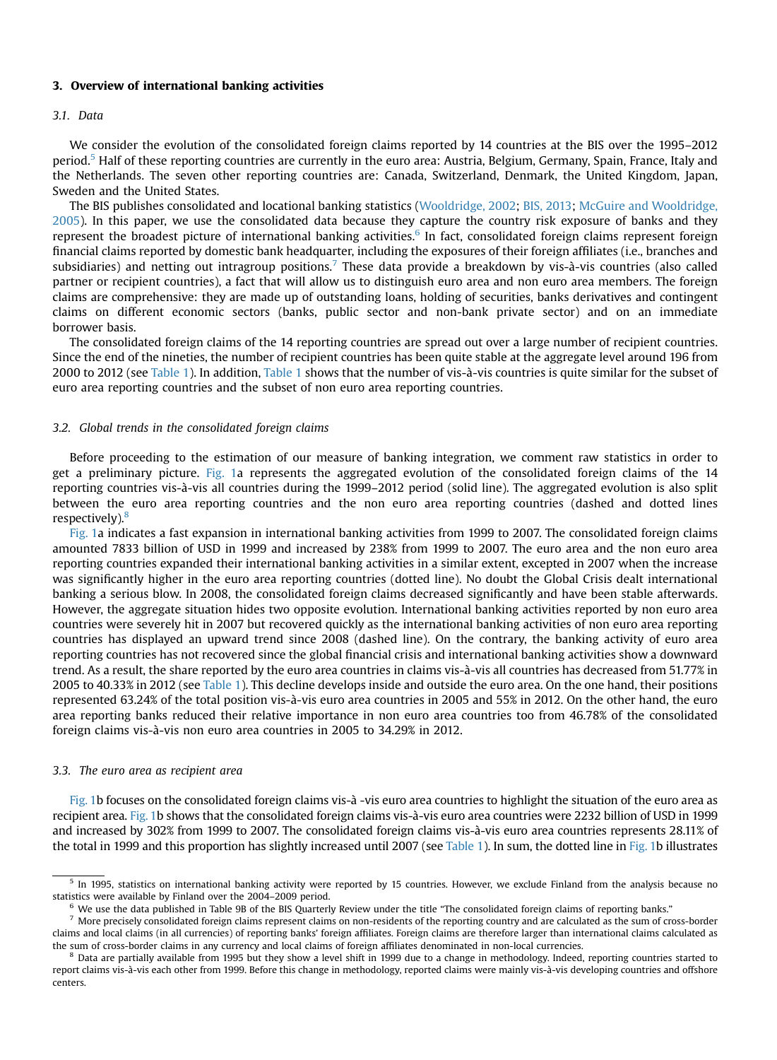## 3. Overview of international banking activities

### 3.1. Data

We consider the evolution of the consolidated foreign claims reported by 14 countries at the BIS over the 1995–2012 period.[5] Half of these reporting countries are currently in the euro area: Austria, Belgium, Germany, Spain, France, Italy and the Netherlands. The seven other reporting countries are: Canada, Switzerland, Denmark, the United Kingdom, Japan, Sweden and the United States.

The BIS publishes consolidated and locational banking statistics (Wooldridge, 2002; BIS, 2013; McGuire and Wooldridge, 2005). In this paper, we use the consolidated data because they capture the country risk exposure of banks and they represent the broadest picture of international banking activities.[6] In fact, consolidated foreign claims represent foreign financial claims reported by domestic bank headquarter, including the exposures of their foreign affiliates (i.e., branches and subsidiaries) and netting out intragroup positions.[7] These data provide a breakdown by vis-à-vis countries (also called partner or recipient countries), a fact that will allow us to distinguish euro area and non euro area members. The foreign claims are comprehensive: they are made up of outstanding loans, holding of securities, banks derivatives and contingent claims on different economic sectors (banks, public sector and non-bank private sector) and on an immediate borrower basis.

The consolidated foreign claims of the 14 reporting countries are spread out over a large number of recipient countries. Since the end of the nineties, the number of recipient countries has been quite stable at the aggregate level around 196 from 2000 to 2012 (see Table 1). In addition, Table 1 shows that the number of vis-à-vis countries is quite similar for the subset of euro area reporting countries and the subset of non euro area reporting countries.

### 3.2. Global trends in the consolidated foreign claims

Before proceeding to the estimation of our measure of banking integration, we comment raw statistics in order to get a preliminary picture. Fig. 1a represents the aggregated evolution of the consolidated foreign claims of the 14 reporting countries vis-à-vis all countries during the 1999–2012 period (solid line). The aggregated evolution is also split between the euro area reporting countries and the non euro area reporting countries (dashed and dotted lines respectively).[8]

Fig. 1a indicates a fast expansion in international banking activities from 1999 to 2007. The consolidated foreign claims amounted 7833 billion of USD in 1999 and increased by 238% from 1999 to 2007. The euro area and the non euro area reporting countries expanded their international banking activities in a similar extent, excepted in 2007 when the increase was significantly higher in the euro area reporting countries (dotted line). No doubt the Global Crisis dealt international banking a serious blow. In 2008, the consolidated foreign claims decreased significantly and have been stable afterwards. However, the aggregate situation hides two opposite evolution. International banking activities reported by non euro area countries were severely hit in 2007 but recovered quickly as the international banking activities of non euro area reporting countries has displayed an upward trend since 2008 (dashed line). On the contrary, the banking activity of euro area reporting countries has not recovered since the global financial crisis and international banking activities show a downward trend. As a result, the share reported by the euro area countries in claims vis-à-vis all countries has decreased from 51.77% in 2005 to 40.33% in 2012 (see Table 1). This decline develops inside and outside the euro area. On the one hand, their positions represented 63.24% of the total position vis-à-vis euro area countries in 2005 and 55% in 2012. On the other hand, the euro area reporting banks reduced their relative importance in non euro area countries too from 46.78% of the consolidated foreign claims vis-à-vis non euro area countries in 2005 to 34.29% in 2012.

### 3.3. The euro area as recipient area

Fig. 1b focuses on the consolidated foreign claims vis-à -vis euro area countries to highlight the situation of the euro area as recipient area. Fig. 1b shows that the consolidated foreign claims vis-à-vis euro area countries were 2232 billion of USD in 1999 and increased by 302% from 1999 to 2007. The consolidated foreign claims vis-à-vis euro area countries represents 28.11% of the total in 1999 and this proportion has slightly increased until 2007 (see Table 1). In sum, the dotted line in Fig. 1b illustrates

---

[5] In 1995, statistics on international banking activity were reported by 15 countries. However, we exclude Finland from the analysis because no statistics were available by Finland over the 2004–2009 period.

[6] We use the data published in Table 9B of the BIS Quarterly Review under the title "The consolidated foreign claims of reporting banks."

[7] More precisely consolidated foreign claims represent claims on non-residents of the reporting country and are calculated as the sum of cross-border claims and local claims (in all currencies) of reporting banks' foreign affiliates. Foreign claims are therefore larger than international claims calculated as the sum of cross-border claims in any currency and local claims of foreign affiliates denominated in non-local currencies.

[8] Data are partially available from 1995 but they show a level shift in 1999 due to a change in methodology. Indeed, reporting countries started to report claims vis-à-vis each other from 1999. Before this change in methodology, reported claims were mainly vis-à-vis developing countries and offshore centers.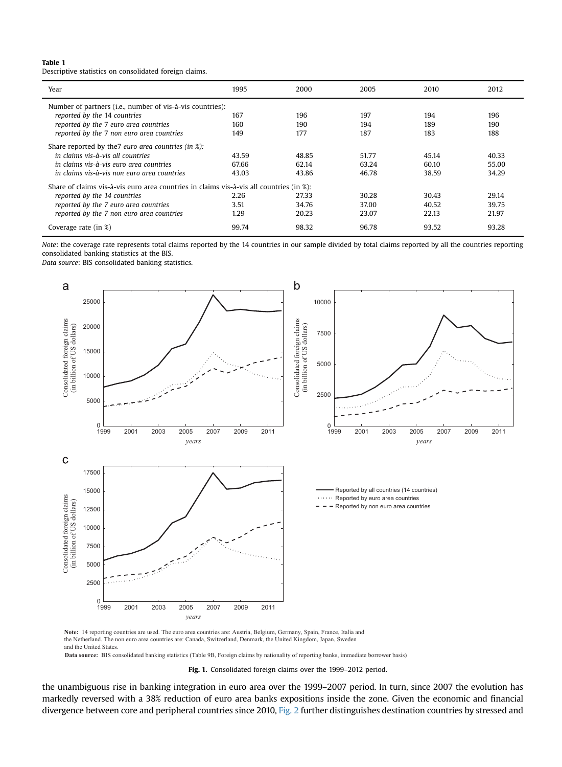**Table 1**
Descriptive statistics on consolidated foreign claims.

| Year | 1995 | 2000 | 2005 | 2010 | 2012 |
|---|---|---|---|---|---|
| Number of partners (i.e., number of vis-à-vis countries): | | | | | |
| *reported by the 14 countries* | 167 | 196 | 197 | 194 | 196 |
| *reported by the 7 euro area countries* | 160 | 190 | 194 | 189 | 190 |
| *reported by the 7 non euro area countries* | 149 | 177 | 187 | 183 | 188 |
| Share reported by the7 *euro area countries (in %):* | | | | | |
| *in claims vis-à-vis all countries* | 43.59 | 48.85 | 51.77 | 45.14 | 40.33 |
| *in claims vis-à-vis euro area countries* | 67.66 | 62.14 | 63.24 | 60.10 | 55.00 |
| *in claims vis-à-vis non euro area countries* | 43.03 | 43.86 | 46.78 | 38.59 | 34.29 |
| Share of claims vis-à-vis euro area countries in claims vis-à-vis all countries (in %): | | | | | |
| *reported by the 14 countries* | 2.26 | 27.33 | 30.28 | 30.43 | 29.14 |
| *reported by the 7 euro area countries* | 3.51 | 34.76 | 37.00 | 40.52 | 39.75 |
| *reported by the 7 non euro area countries* | 1.29 | 20.23 | 23.07 | 22.13 | 21.97 |
| Coverage rate (in %) | 99.74 | 98.32 | 96.78 | 93.52 | 93.28 |

*Note*: the coverage rate represents total claims reported by the 14 countries in our sample divided by total claims reported by all the countries reporting consolidated banking statistics at the BIS.
*Data source*: BIS consolidated banking statistics.

**Note:** 14 reporting countries are used. The euro area countries are: Austria, Belgium, Germany, Spain, France, Italia and the Netherland. The non euro area countries are: Canada, Switzerland, Denmark, the United Kingdom, Japan, Sweden and the United States.
**Data source:** BIS consolidated banking statistics (Table 9B, Foreign claims by nationality of reporting banks, immediate borrower basis)

**Fig. 1.** Consolidated foreign claims over the 1999–2012 period.

the unambiguous rise in banking integration in euro area over the 1999–2007 period. In turn, since 2007 the evolution has markedly reversed with a 38% reduction of euro area banks expositions inside the zone. Given the economic and financial divergence between core and peripheral countries since 2010, Fig. 2 further distinguishes destination countries by stressed and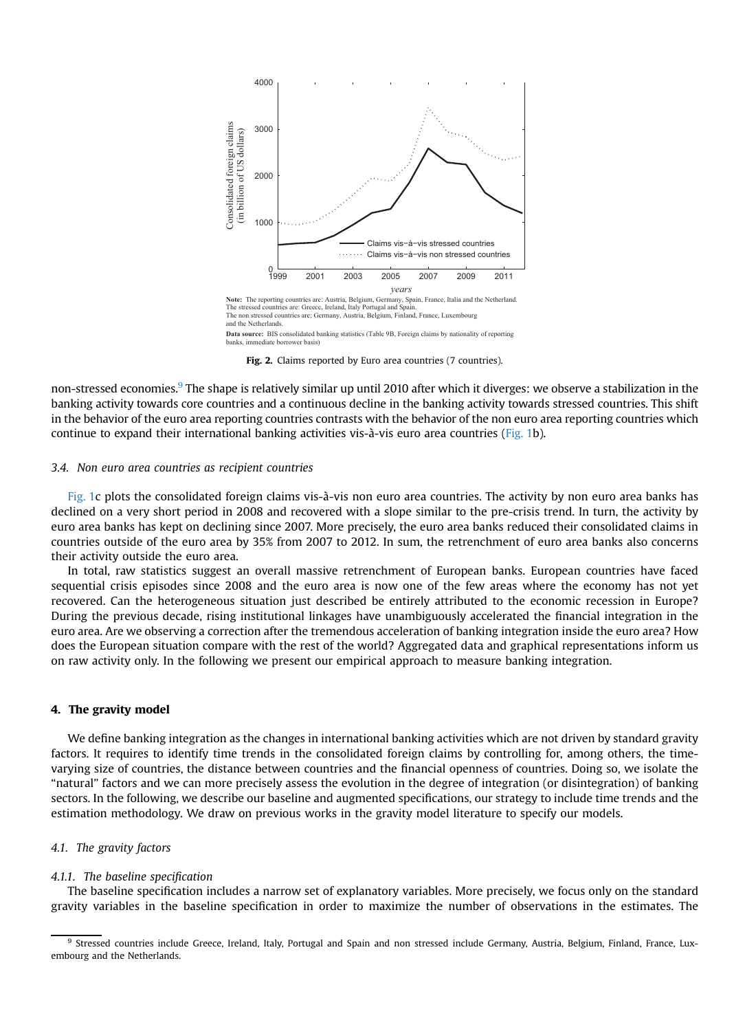Note: The reporting countries are: Austria, Belgium, Germany, Spain, France, Italia and the Netherland. The stressed countries are: Greece, Ireland, Italy Portugal and Spain. The non stressed countries are: Germany, Austria, Belgium, Finland, France, Luxembourg and the Netherlands.

Data source: BIS consolidated banking statistics (Table 9B, Foreign claims by nationality of reporting banks, immediate borrower basis)

**Fig. 2.** Claims reported by Euro area countries (7 countries).

non-stressed economies.[9] The shape is relatively similar up until 2010 after which it diverges: we observe a stabilization in the banking activity towards core countries and a continuous decline in the banking activity towards stressed countries. This shift in the behavior of the euro area reporting countries contrasts with the behavior of the non euro area reporting countries which continue to expand their international banking activities vis-à-vis euro area countries (Fig. 1b).

### 3.4. Non euro area countries as recipient countries

Fig. 1c plots the consolidated foreign claims vis-à-vis non euro area countries. The activity by non euro area banks has declined on a very short period in 2008 and recovered with a slope similar to the pre-crisis trend. In turn, the activity by euro area banks has kept on declining since 2007. More precisely, the euro area banks reduced their consolidated claims in countries outside of the euro area by 35% from 2007 to 2012. In sum, the retrenchment of euro area banks also concerns their activity outside the euro area.

In total, raw statistics suggest an overall massive retrenchment of European banks. European countries have faced sequential crisis episodes since 2008 and the euro area is now one of the few areas where the economy has not yet recovered. Can the heterogeneous situation just described be entirely attributed to the economic recession in Europe? During the previous decade, rising institutional linkages have unambiguously accelerated the financial integration in the euro area. Are we observing a correction after the tremendous acceleration of banking integration inside the euro area? How does the European situation compare with the rest of the world? Aggregated data and graphical representations inform us on raw activity only. In the following we present our empirical approach to measure banking integration.

## 4. The gravity model

We define banking integration as the changes in international banking activities which are not driven by standard gravity factors. It requires to identify time trends in the consolidated foreign claims by controlling for, among others, the time-varying size of countries, the distance between countries and the financial openness of countries. Doing so, we isolate the "natural" factors and we can more precisely assess the evolution in the degree of integration (or disintegration) of banking sectors. In the following, we describe our baseline and augmented specifications, our strategy to include time trends and the estimation methodology. We draw on previous works in the gravity model literature to specify our models.

### 4.1. The gravity factors

#### 4.1.1. The baseline specification

The baseline specification includes a narrow set of explanatory variables. More precisely, we focus only on the standard gravity variables in the baseline specification in order to maximize the number of observations in the estimates. The

[9] Stressed countries include Greece, Ireland, Italy, Portugal and Spain and non stressed include Germany, Austria, Belgium, Finland, France, Luxembourg and the Netherlands.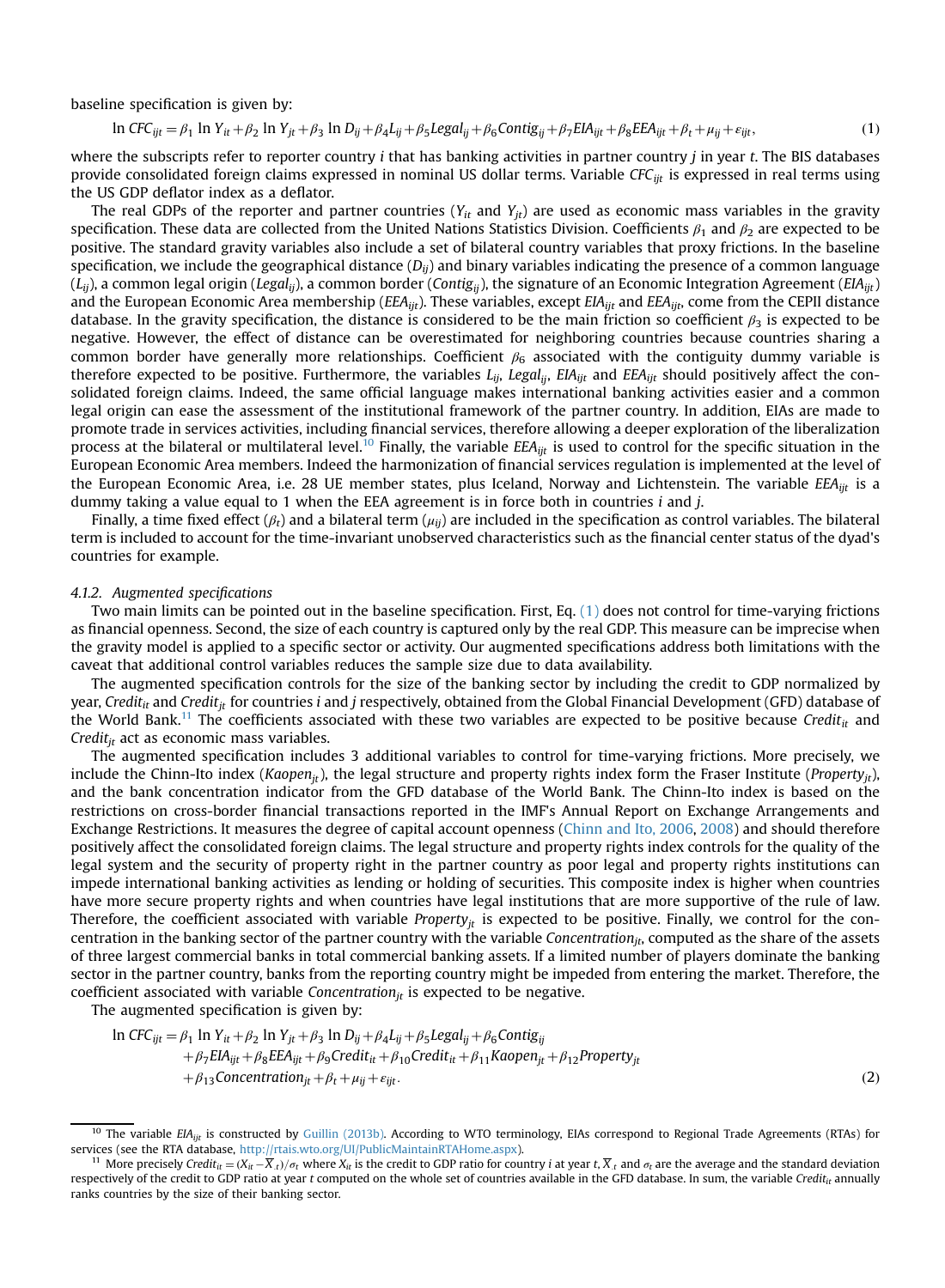baseline specification is given by:

$$\ln CFC_{ijt} = \beta_1 \ln Y_{it} + \beta_2 \ln Y_{jt} + \beta_3 \ln D_{ij} + \beta_4 L_{ij} + \beta_5 Legal_{ij} + \beta_6 Contig_{ij} + \beta_7 EIA_{ijt} + \beta_8 EEA_{ijt} + \beta_t + \mu_{ij} + \varepsilon_{ijt}, \tag{1}$$

where the subscripts refer to reporter country $i$ that has banking activities in partner country $j$ in year $t$. The BIS databases provide consolidated foreign claims expressed in nominal US dollar terms. Variable $CFC_{ijt}$ is expressed in real terms using the US GDP deflator index as a deflator.

The real GDPs of the reporter and partner countries ($Y_{it}$ and $Y_{jt}$) are used as economic mass variables in the gravity specification. These data are collected from the United Nations Statistics Division. Coefficients $\beta_1$ and $\beta_2$ are expected to be positive. The standard gravity variables also include a set of bilateral country variables that proxy frictions. In the baseline specification, we include the geographical distance ($D_{ij}$) and binary variables indicating the presence of a common language ($L_{ij}$), a common legal origin ($Legal_{ij}$), a common border ($Contig_{ij}$), the signature of an Economic Integration Agreement ($EIA_{ijt}$) and the European Economic Area membership ($EEA_{ijt}$). These variables, except $EIA_{ijt}$ and $EEA_{ijt}$, come from the CEPII distance database. In the gravity specification, the distance is considered to be the main friction so coefficient $\beta_3$ is expected to be negative. However, the effect of distance can be overestimated for neighboring countries because countries sharing a common border have generally more relationships. Coefficient $\beta_6$ associated with the contiguity dummy variable is therefore expected to be positive. Furthermore, the variables $L_{ij}$, $Legal_{ij}$, $EIA_{ijt}$ and $EEA_{ijt}$ should positively affect the consolidated foreign claims. Indeed, the same official language makes international banking activities easier and a common legal origin can ease the assessment of the institutional framework of the partner country. In addition, EIAs are made to promote trade in services activities, including financial services, therefore allowing a deeper exploration of the liberalization process at the bilateral or multilateral level.[10] Finally, the variable $EEA_{ijt}$ is used to control for the specific situation in the European Economic Area members. Indeed the harmonization of financial services regulation is implemented at the level of the European Economic Area, i.e. 28 UE member states, plus Iceland, Norway and Lichtenstein. The variable $EEA_{ijt}$ is a dummy taking a value equal to 1 when the EEA agreement is in force both in countries $i$ and $j$.

Finally, a time fixed effect ($\beta_t$) and a bilateral term ($\mu_{ij}$) are included in the specification as control variables. The bilateral term is included to account for the time-invariant unobserved characteristics such as the financial center status of the dyad's countries for example.

#### 4.1.2. Augmented specifications

Two main limits can be pointed out in the baseline specification. First, Eq. (1) does not control for time-varying frictions as financial openness. Second, the size of each country is captured only by the real GDP. This measure can be imprecise when the gravity model is applied to a specific sector or activity. Our augmented specifications address both limitations with the caveat that additional control variables reduces the sample size due to data availability.

The augmented specification controls for the size of the banking sector by including the credit to GDP normalized by year, $Credit_{it}$ and $Credit_{jt}$ for countries $i$ and $j$ respectively, obtained from the Global Financial Development (GFD) database of the World Bank.[11] The coefficients associated with these two variables are expected to be positive because $Credit_{it}$ and $Credit_{jt}$ act as economic mass variables.

The augmented specification includes 3 additional variables to control for time-varying frictions. More precisely, we include the Chinn-Ito index ($Kaopen_{jt}$), the legal structure and property rights index form the Fraser Institute ($Property_{jt}$), and the bank concentration indicator from the GFD database of the World Bank. The Chinn-Ito index is based on the restrictions on cross-border financial transactions reported in the IMF's Annual Report on Exchange Arrangements and Exchange Restrictions. It measures the degree of capital account openness (Chinn and Ito, 2006, 2008) and should therefore positively affect the consolidated foreign claims. The legal structure and property rights index controls for the quality of the legal system and the security of property right in the partner country as poor legal and property rights institutions can impede international banking activities as lending or holding of securities. This composite index is higher when countries have more secure property rights and when countries have legal institutions that are more supportive of the rule of law. Therefore, the coefficient associated with variable $Property_{jt}$ is expected to be positive. Finally, we control for the concentration in the banking sector of the partner country with the variable $Concentration_{jt}$, computed as the share of the assets of three largest commercial banks in total commercial banking assets. If a limited number of players dominate the banking sector in the partner country, banks from the reporting country might be impeded from entering the market. Therefore, the coefficient associated with variable $Concentration_{jt}$ is expected to be negative.

The augmented specification is given by:

$$\begin{aligned} \ln CFC_{ijt} = {} & \beta_1 \ln Y_{it} + \beta_2 \ln Y_{jt} + \beta_3 \ln D_{ij} + \beta_4 L_{ij} + \beta_5 Legal_{ij} + \beta_6 Contig_{ij} \\ & + \beta_7 EIA_{ijt} + \beta_8 EEA_{ijt} + \beta_9 Credit_{it} + \beta_{10} Credit_{jt} + \beta_{11} Kaopen_{jt} + \beta_{12} Property_{jt} \\ & + \beta_{13} Concentration_{jt} + \beta_t + \mu_{ij} + \varepsilon_{ijt}. \end{aligned} \tag{2}$$

[10] The variable $EIA_{ijt}$ is constructed by Guillin (2013b). According to WTO terminology, EIAs correspond to Regional Trade Agreements (RTAs) for services (see the RTA database, http://rtais.wto.org/UI/PublicMaintainRTAHome.aspx).

[11] More precisely $Credit_{it} = (X_{it} - \overline{X}_{.t})/\sigma_t$ where $X_{it}$ is the credit to GDP ratio for country $i$ at year $t$, $\overline{X}_{.t}$ and $\sigma_t$ are the average and the standard deviation respectively of the credit to GDP ratio at year $t$ computed on the whole set of countries available in the GFD database. In sum, the variable $Credit_{it}$ annually ranks countries by the size of their banking sector.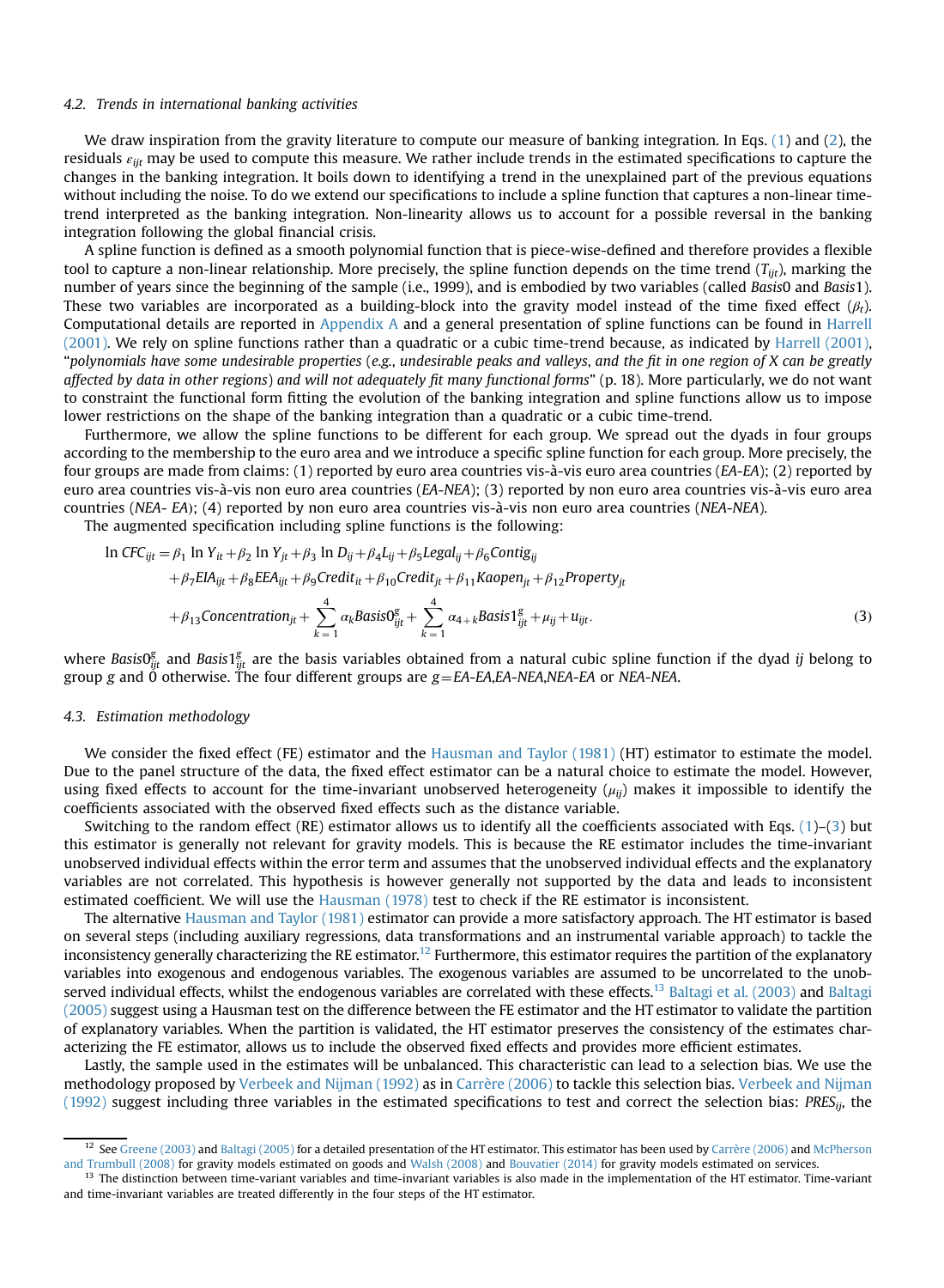### 4.2. Trends in international banking activities

We draw inspiration from the gravity literature to compute our measure of banking integration. In Eqs. (1) and (2), the residuals $\varepsilon_{ijt}$ may be used to compute this measure. We rather include trends in the estimated specifications to capture the changes in the banking integration. It boils down to identifying a trend in the unexplained part of the previous equations without including the noise. To do we extend our specifications to include a spline function that captures a non-linear time-trend interpreted as the banking integration. Non-linearity allows us to account for a possible reversal in the banking integration following the global financial crisis.

A spline function is defined as a smooth polynomial function that is piece-wise-defined and therefore provides a flexible tool to capture a non-linear relationship. More precisely, the spline function depends on the time trend ($T_{ijt}$), marking the number of years since the beginning of the sample (i.e., 1999), and is embodied by two variables (called *Basis*0 and *Basis*1). These two variables are incorporated as a building-block into the gravity model instead of the time fixed effect ($\beta_t$). Computational details are reported in Appendix A and a general presentation of spline functions can be found in Harrell (2001). We rely on spline functions rather than a quadratic or a cubic time-trend because, as indicated by Harrell (2001), "*polynomials have some undesirable properties* (*e.g., undesirable peaks and valleys, and the fit in one region of X can be greatly affected by data in other regions*) *and will not adequately fit many functional forms*" (p. 18). More particularly, we do not want to constraint the functional form fitting the evolution of the banking integration and spline functions allow us to impose lower restrictions on the shape of the banking integration than a quadratic or a cubic time-trend.

Furthermore, we allow the spline functions to be different for each group. We spread out the dyads in four groups according to the membership to the euro area and we introduce a specific spline function for each group. More precisely, the four groups are made from claims: (1) reported by euro area countries vis-à-vis euro area countries (*EA-EA*); (2) reported by euro area countries vis-à-vis non euro area countries (*EA-NEA*); (3) reported by non euro area countries vis-à-vis euro area countries (*NEA- EA*); (4) reported by non euro area countries vis-à-vis non euro area countries (*NEA-NEA*).

The augmented specification including spline functions is the following:

$$\begin{aligned}
\ln CFC_{ijt} = {} & \beta_1 \ln Y_{it} + \beta_2 \ln Y_{jt} + \beta_3 \ln D_{ij} + \beta_4 L_{ij} + \beta_5 Legal_{ij} + \beta_6 Contig_{ij} \\
& + \beta_7 EIA_{ijt} + \beta_8 EEA_{ijt} + \beta_9 Credit_{it} + \beta_{10} Credit_{jt} + \beta_{11} Kaopen_{jt} + \beta_{12} Property_{jt} \\
& + \beta_{13} Concentration_{jt} + \sum_{k=1}^{4} \alpha_k Basis0^{g}_{ijt} + \sum_{k=1}^{4} \alpha_{4+k} Basis1^{g}_{ijt} + \mu_{ij} + u_{ijt}.
\end{aligned} \tag{3}$$

where $Basis0^{g}_{ijt}$ and $Basis1^{g}_{ijt}$ are the basis variables obtained from a natural cubic spline function if the dyad $ij$ belong to group $g$ and 0 otherwise. The four different groups are $g$=*EA-EA*,*EA-NEA*,*NEA-EA* or *NEA-NEA*.

### 4.3. Estimation methodology

We consider the fixed effect (FE) estimator and the Hausman and Taylor (1981) (HT) estimator to estimate the model. Due to the panel structure of the data, the fixed effect estimator can be a natural choice to estimate the model. However, using fixed effects to account for the time-invariant unobserved heterogeneity ($\mu_{ij}$) makes it impossible to identify the coefficients associated with the observed fixed effects such as the distance variable.

Switching to the random effect (RE) estimator allows us to identify all the coefficients associated with Eqs. (1)–(3) but this estimator is generally not relevant for gravity models. This is because the RE estimator includes the time-invariant unobserved individual effects within the error term and assumes that the unobserved individual effects and the explanatory variables are not correlated. This hypothesis is however generally not supported by the data and leads to inconsistent estimated coefficient. We will use the Hausman (1978) test to check if the RE estimator is inconsistent.

The alternative Hausman and Taylor (1981) estimator can provide a more satisfactory approach. The HT estimator is based on several steps (including auxiliary regressions, data transformations and an instrumental variable approach) to tackle the inconsistency generally characterizing the RE estimator.[12] Furthermore, this estimator requires the partition of the explanatory variables into exogenous and endogenous variables. The exogenous variables are assumed to be uncorrelated to the unobserved individual effects, whilst the endogenous variables are correlated with these effects.[13] Baltagi et al. (2003) and Baltagi (2005) suggest using a Hausman test on the difference between the FE estimator and the HT estimator to validate the partition of explanatory variables. When the partition is validated, the HT estimator preserves the consistency of the estimates characterizing the FE estimator, allows us to include the observed fixed effects and provides more efficient estimates.

Lastly, the sample used in the estimates will be unbalanced. This characteristic can lead to a selection bias. We use the methodology proposed by Verbeek and Nijman (1992) as in Carrère (2006) to tackle this selection bias. Verbeek and Nijman (1992) suggest including three variables in the estimated specifications to test and correct the selection bias: $PRES_{ij}$, the

[12] See Greene (2003) and Baltagi (2005) for a detailed presentation of the HT estimator. This estimator has been used by Carrère (2006) and McPherson and Trumbull (2008) for gravity models estimated on goods and Walsh (2008) and Bouvatier (2014) for gravity models estimated on services.

[13] The distinction between time-variant variables and time-invariant variables is also made in the implementation of the HT estimator. Time-variant and time-invariant variables are treated differently in the four steps of the HT estimator.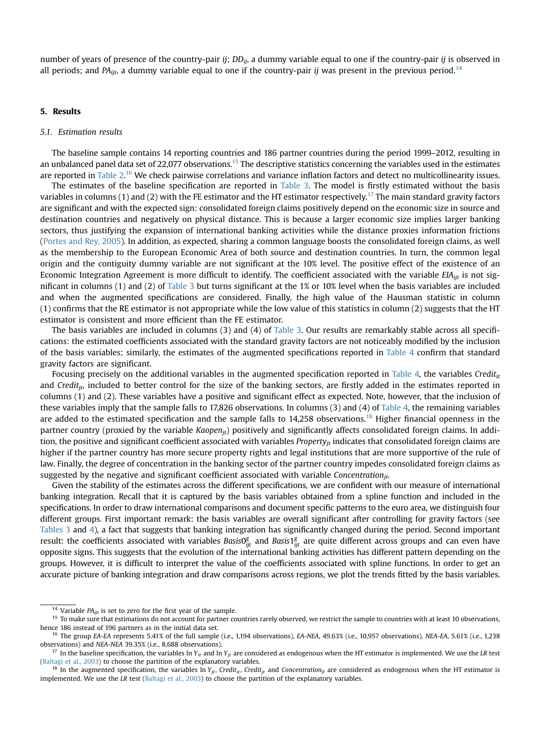number of years of presence of the country-pair $ij$; $DD_{ij}$, a dummy variable equal to one if the country-pair $ij$ is observed in all periods; and $PA_{ijt}$, a dummy variable equal to one if the country-pair $ij$ was present in the previous period.[14]

## 5. Results

### 5.1. Estimation results

The baseline sample contains 14 reporting countries and 186 partner countries during the period 1999–2012, resulting in an unbalanced panel data set of 22,077 observations.[15] The descriptive statistics concerning the variables used in the estimates are reported in Table 2.[16] We check pairwise correlations and variance inflation factors and detect no multicollinearity issues.

The estimates of the baseline specification are reported in Table 3. The model is firstly estimated without the basis variables in columns (1) and (2) with the FE estimator and the HT estimator respectively.[17] The main standard gravity factors are significant and with the expected sign: consolidated foreign claims positively depend on the economic size in source and destination countries and negatively on physical distance. This is because a larger economic size implies larger banking sectors, thus justifying the expansion of international banking activities while the distance proxies information frictions (Portes and Rey, 2005). In addition, as expected, sharing a common language boosts the consolidated foreign claims, as well as the membership to the European Economic Area of both source and destination countries. In turn, the common legal origin and the contiguity dummy variable are not significant at the 10% level. The positive effect of the existence of an Economic Integration Agreement is more difficult to identify. The coefficient associated with the variable $EIA_{ijt}$ is not significant in columns (1) and (2) of Table 3 but turns significant at the 1% or 10% level when the basis variables are included and when the augmented specifications are considered. Finally, the high value of the Hausman statistic in column (1) confirms that the RE estimator is not appropriate while the low value of this statistics in column (2) suggests that the HT estimator is consistent and more efficient than the FE estimator.

The basis variables are included in columns (3) and (4) of Table 3. Our results are remarkably stable across all specifications: the estimated coefficients associated with the standard gravity factors are not noticeably modified by the inclusion of the basis variables; similarly, the estimates of the augmented specifications reported in Table 4 confirm that standard gravity factors are significant.

Focusing precisely on the additional variables in the augmented specification reported in Table 4, the variables $Credit_{it}$ and $Credit_{jt}$, included to better control for the size of the banking sectors, are firstly added in the estimates reported in columns (1) and (2). These variables have a positive and significant effect as expected. Note, however, that the inclusion of these variables imply that the sample falls to 17,826 observations. In columns (3) and (4) of Table 4, the remaining variables are added to the estimated specification and the sample falls to 14,258 observations.[18] Higher financial openness in the partner country (proxied by the variable $Kaopen_{jt}$) positively and significantly affects consolidated foreign claims. In addition, the positive and significant coefficient associated with variables $Property_{jt}$ indicates that consolidated foreign claims are higher if the partner country has more secure property rights and legal institutions that are more supportive of the rule of law. Finally, the degree of concentration in the banking sector of the partner country impedes consolidated foreign claims as suggested by the negative and significant coefficient associated with variable $Concentration_{jt}$.

Given the stability of the estimates across the different specifications, we are confident with our measure of international banking integration. Recall that it is captured by the basis variables obtained from a spline function and included in the specifications. In order to draw international comparisons and document specific patterns to the euro area, we distinguish four different groups. First important remark: the basis variables are overall significant after controlling for gravity factors (see Tables 3 and 4), a fact that suggests that banking integration has significantly changed during the period. Second important result: the coefficients associated with variables $Basis0^{g}_{ijt}$ and $Basis1^{g}_{ijt}$ are quite different across groups and can even have opposite signs. This suggests that the evolution of the international banking activities has different pattern depending on the groups. However, it is difficult to interpret the value of the coefficients associated with spline functions. In order to get an accurate picture of banking integration and draw comparisons across regions, we plot the trends fitted by the basis variables.

---

[14] Variable $PA_{ijt}$ is set to zero for the first year of the sample.

[15] To make sure that estimations do not account for partner countries rarely observed, we restrict the sample to countries with at least 10 observations, hence 186 instead of 196 partners as in the initial data set.

[16] The group *EA-EA* represents 5.41% of the full sample (i.e., 1,194 observations), *EA-NEA*, 49.63% (i.e., 10,957 observations), *NEA-EA*, 5.61% (i.e., 1,238 observations) and *NEA-NEA* 39.35% (i.e., 8,688 observations).

[17] In the baseline specification, the variables $\ln Y_{it}$ and $\ln Y_{jt}$ are considered as endogenous when the HT estimator is implemented. We use the *LR* test (Baltagi et al., 2003) to choose the partition of the explanatory variables.

[18] In the augmented specification, the variables $\ln Y_{jt}$, $Credit_{it}$, $Credit_{jt}$ and $Concentration_{jt}$ are considered as endogenous when the HT estimator is implemented. We use the *LR* test (Baltagi et al., 2003) to choose the partition of the explanatory variables.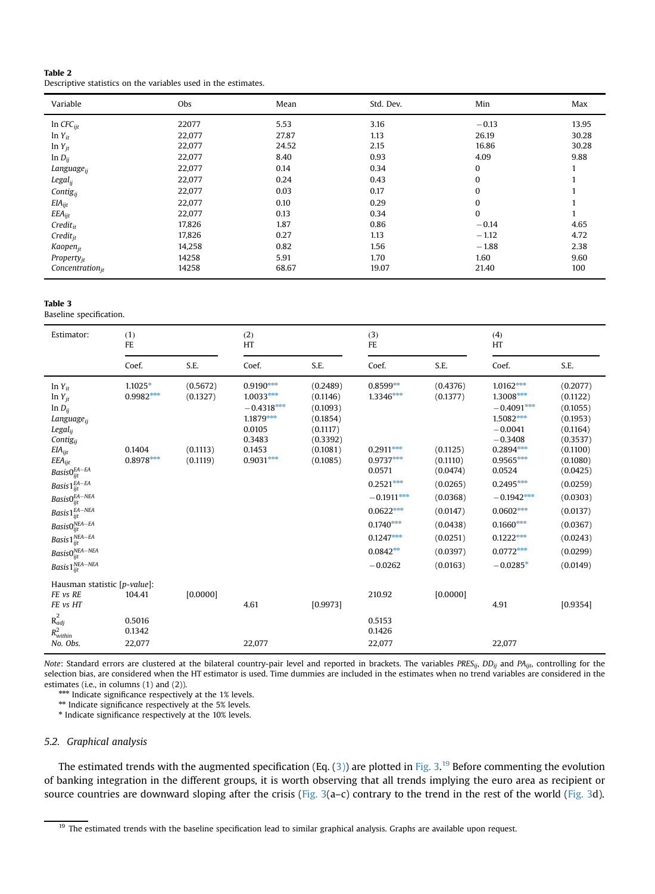**Table 2**
Descriptive statistics on the variables used in the estimates.

| Variable | Obs | Mean | Std. Dev. | Min | Max |
|---|---|---|---|---|---|
| $\ln CFC_{ijt}$ | 22077 | 5.53 | 3.16 | −0.13 | 13.95 |
| $\ln Y_{it}$ | 22,077 | 27.87 | 1.13 | 26.19 | 30.28 |
| $\ln Y_{jt}$ | 22,077 | 24.52 | 2.15 | 16.86 | 30.28 |
| $\ln D_{ij}$ | 22,077 | 8.40 | 0.93 | 4.09 | 9.88 |
| $Language_{ij}$ | 22,077 | 0.14 | 0.34 | 0 | 1 |
| $Legal_{ij}$ | 22,077 | 0.24 | 0.43 | 0 | 1 |
| $Contig_{ij}$ | 22,077 | 0.03 | 0.17 | 0 | 1 |
| $EIA_{ijt}$ | 22,077 | 0.10 | 0.29 | 0 | 1 |
| $EEA_{ijt}$ | 22,077 | 0.13 | 0.34 | 0 | 1 |
| $Credit_{it}$ | 17,826 | 1.87 | 0.86 | −0.14 | 4.65 |
| $Credit_{jt}$ | 17,826 | 0.27 | 1.13 | −1.12 | 4.72 |
| $Kaopen_{jt}$ | 14,258 | 0.82 | 1.56 | −1.88 | 2.38 |
| $Property_{jt}$ | 14258 | 5.91 | 1.70 | 1.60 | 9.60 |
| $Concentration_{jt}$ | 14258 | 68.67 | 19.07 | 21.40 | 100 |

**Table 3**
Baseline specification.

| Estimator: | (1) FE | | (2) HT | | (3) FE | | (4) HT | |
|---|---|---|---|---|---|---|---|---|
| | Coef. | S.E. | Coef. | S.E. | Coef. | S.E. | Coef. | S.E. |
| $\ln Y_{it}$ | 1.1025* | (0.5672) | 0.9190*** | (0.2489) | 0.8599** | (0.4376) | 1.0162*** | (0.2077) |
| $\ln Y_{jt}$ | 0.9982*** | (0.1327) | 1.0033*** | (0.1146) | 1.3346*** | (0.1377) | 1.3008*** | (0.1122) |
| $\ln D_{ij}$ | | | −0.4318*** | (0.1093) | | | −0.4091*** | (0.1055) |
| $Language_{ij}$ | | | 1.1879*** | (0.1854) | | | 1.5082*** | (0.1953) |
| $Legal_{ij}$ | | | 0.0105 | (0.1117) | | | −0.0041 | (0.1164) |
| $Contig_{ij}$ | | | 0.3483 | (0.3392) | | | −0.3408 | (0.3537) |
| $EIA_{ijt}$ | 0.1404 | (0.1113) | 0.1453 | (0.1081) | 0.2911*** | (0.1125) | 0.2894*** | (0.1100) |
| $EEA_{ijt}$ | 0.8978*** | (0.1119) | 0.9031*** | (0.1085) | 0.9737*** | (0.1110) | 0.9565*** | (0.1080) |
| $Basis0_{ijt}^{EA-EA}$ | | | | | 0.0571 | (0.0474) | 0.0524 | (0.0425) |
| $Basis1_{ijt}^{EA-EA}$ | | | | | 0.2521*** | (0.0265) | 0.2495*** | (0.0259) |
| $Basis0_{ijt}^{EA-NEA}$ | | | | | −0.1911*** | (0.0368) | −0.1942*** | (0.0303) |
| $Basis1_{ijt}^{EA-NEA}$ | | | | | 0.0622*** | (0.0147) | 0.0602*** | (0.0137) |
| $Basis0_{ijt}^{NEA-EA}$ | | | | | 0.1740*** | (0.0438) | 0.1660*** | (0.0367) |
| $Basis1_{ijt}^{NEA-EA}$ | | | | | 0.1247*** | (0.0251) | 0.1222*** | (0.0243) |
| $Basis0_{ijt}^{NEA-NEA}$ | | | | | 0.0842** | (0.0397) | 0.0772*** | (0.0299) |
| $Basis1_{ijt}^{NEA-NEA}$ | | | | | −0.0262 | (0.0163) | −0.0285* | (0.0149) |
| Hausman statistic [*p-value*]: | | | | | | | | |
| *FE vs RE* | 104.41 | [0.0000] | | | 210.92 | [0.0000] | | |
| *FE vs HT* | | | 4.61 | [0.9973] | | | 4.91 | [0.9354] |
| $R^2_{adj}$ | 0.5016 | | | | 0.5153 | | | |
| $R^2_{within}$ | 0.1342 | | | | 0.1426 | | | |
| No. Obs. | 22,077 | | 22,077 | | 22,077 | | 22,077 | |

*Note*: Standard errors are clustered at the bilateral country-pair level and reported in brackets. The variables $PRES_{ij}$, $DD_{ij}$ and $PA_{ijt}$, controlling for the selection bias, are considered when the HT estimator is used. Time dummies are included in the estimates when no trend variables are considered in the estimates (i.e., in columns (1) and (2)).

*** Indicate significance respectively at the 1% levels.

** Indicate significance respectively at the 5% levels.

* Indicate significance respectively at the 10% levels.

## 5.2. Graphical analysis

The estimated trends with the augmented specification (Eq. (3)) are plotted in Fig. 3.[19] Before commenting the evolution of banking integration in the different groups, it is worth observing that all trends implying the euro area as recipient or source countries are downward sloping after the crisis (Fig. 3(a–c) contrary to the trend in the rest of the world (Fig. 3d).

[19] The estimated trends with the baseline specification lead to similar graphical analysis. Graphs are available upon request.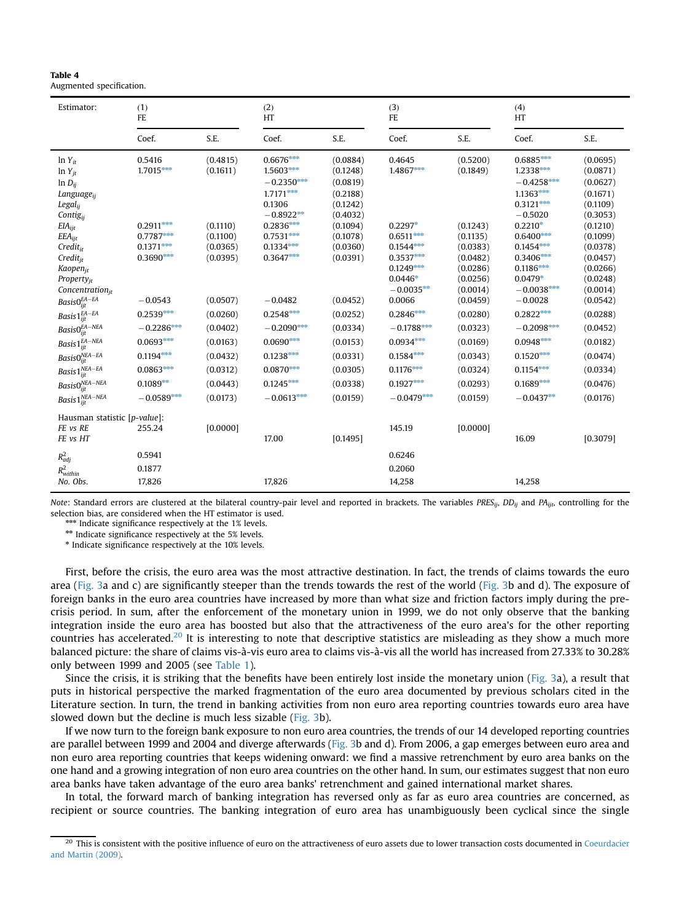**Table 4**
Augmented specification.

| Estimator: | (1) FE | | (2) HT | | (3) FE | | (4) HT | |
|---|---|---|---|---|---|---|---|---|
| | Coef. | S.E. | Coef. | S.E. | Coef. | S.E. | Coef. | S.E. |
| $\ln Y_{it}$ | 0.5416 | (0.4815) | 0.6676*** | (0.0884) | 0.4645 | (0.5200) | 0.6885*** | (0.0695) |
| $\ln Y_{jt}$ | 1.7015*** | (0.1611) | 1.5603*** | (0.1248) | 1.4867*** | (0.1849) | 1.2338*** | (0.0871) |
| $\ln D_{ij}$ | | | −0.2350*** | (0.0819) | | | −0.4258*** | (0.0627) |
| $Language_{ij}$ | | | 1.7171*** | (0.2188) | | | 1.1363*** | (0.1671) |
| $Legal_{ij}$ | | | 0.1306 | (0.1242) | | | 0.3121*** | (0.1109) |
| $Contig_{ij}$ | | | −0.8922** | (0.4032) | | | −0.5020 | (0.3053) |
| $EIA_{ijt}$ | 0.2911*** | (0.1110) | 0.2836*** | (0.1094) | 0.2297* | (0.1243) | 0.2210* | (0.1210) |
| $EEA_{ijt}$ | 0.7787*** | (0.1100) | 0.7531*** | (0.1078) | 0.6511*** | (0.1135) | 0.6400*** | (0.1099) |
| $Credit_{it}$ | 0.1371*** | (0.0365) | 0.1334*** | (0.0360) | 0.1544*** | (0.0383) | 0.1454*** | (0.0378) |
| $Credit_{jt}$ | 0.3690*** | (0.0395) | 0.3647*** | (0.0391) | 0.3537*** | (0.0482) | 0.3406*** | (0.0457) |
| $Kaopen_{jt}$ | | | | | 0.1249*** | (0.0286) | 0.1186*** | (0.0266) |
| $Property_{jt}$ | | | | | 0.0446* | (0.0256) | 0.0479* | (0.0248) |
| $Concentration_{jt}$ | | | | | −0.0035** | (0.0014) | −0.0038*** | (0.0014) |
| $Basis0_{ijt}^{EA-EA}$ | −0.0543 | (0.0507) | −0.0482 | (0.0452) | 0.0066 | (0.0459) | −0.0028 | (0.0542) |
| $Basis1_{ijt}^{EA-EA}$ | 0.2539*** | (0.0260) | 0.2548*** | (0.0252) | 0.2846*** | (0.0280) | 0.2822*** | (0.0288) |
| $Basis0_{ijt}^{EA-NEA}$ | −0.2286*** | (0.0402) | −0.2090*** | (0.0334) | −0.1788*** | (0.0323) | −0.2098*** | (0.0452) |
| $Basis1_{ijt}^{EA-NEA}$ | 0.0693*** | (0.0163) | 0.0690*** | (0.0153) | 0.0934*** | (0.0169) | 0.0948*** | (0.0182) |
| $Basis0_{ijt}^{NEA-EA}$ | 0.1194*** | (0.0432) | 0.1238*** | (0.0331) | 0.1584*** | (0.0343) | 0.1520*** | (0.0474) |
| $Basis1_{ijt}^{NEA-EA}$ | 0.0863*** | (0.0312) | 0.0870*** | (0.0305) | 0.1176*** | (0.0324) | 0.1154*** | (0.0334) |
| $Basis0_{ijt}^{NEA-NEA}$ | 0.1089** | (0.0443) | 0.1245*** | (0.0338) | 0.1927*** | (0.0293) | 0.1689*** | (0.0476) |
| $Basis1_{ijt}^{NEA-NEA}$ | −0.0589*** | (0.0173) | −0.0613*** | (0.0159) | −0.0479*** | (0.0159) | −0.0437** | (0.0176) |
| Hausman statistic [*p-value*]: | | | | | | | | |
| *FE vs RE* | 255.24 | [0.0000] | | | 145.19 | [0.0000] | | |
| *FE vs HT* | | | 17.00 | [0.1495] | | | 16.09 | [0.3079] |
| $R^2_{adj}$ | 0.5941 | | | | 0.6246 | | | |
| $R^2_{within}$ | 0.1877 | | | | 0.2060 | | | |
| *No. Obs.* | 17,826 | | 17,826 | | 14,258 | | 14,258 | |

*Note*: Standard errors are clustered at the bilateral country-pair level and reported in brackets. The variables $PRES_{ij}$, $DD_{ij}$ and $PA_{ijt}$, controlling for the selection bias, are considered when the HT estimator is used.
*** Indicate significance respectively at the 1% levels.
** Indicate significance respectively at the 5% levels.
* Indicate significance respectively at the 10% levels.

First, before the crisis, the euro area was the most attractive destination. In fact, the trends of claims towards the euro area (Fig. 3a and c) are significantly steeper than the trends towards the rest of the world (Fig. 3b and d). The exposure of foreign banks in the euro area countries have increased by more than what size and friction factors imply during the pre-crisis period. In sum, after the enforcement of the monetary union in 1999, we do not only observe that the banking integration inside the euro area has boosted but also that the attractiveness of the euro area's for the other reporting countries has accelerated.[20] It is interesting to note that descriptive statistics are misleading as they show a much more balanced picture: the share of claims vis-à-vis euro area to claims vis-à-vis all the world has increased from 27.33% to 30.28% only between 1999 and 2005 (see Table 1).

Since the crisis, it is striking that the benefits have been entirely lost inside the monetary union (Fig. 3a), a result that puts in historical perspective the marked fragmentation of the euro area documented by previous scholars cited in the Literature section. In turn, the trend in banking activities from non euro area reporting countries towards euro area have slowed down but the decline is much less sizable (Fig. 3b).

If we now turn to the foreign bank exposure to non euro area countries, the trends of our 14 developed reporting countries are parallel between 1999 and 2004 and diverge afterwards (Fig. 3b and d). From 2006, a gap emerges between euro area and non euro area reporting countries that keeps widening onward: we find a massive retrenchment by euro area banks on the one hand and a growing integration of non euro area countries on the other hand. In sum, our estimates suggest that non euro area banks have taken advantage of the euro area banks' retrenchment and gained international market shares.

In total, the forward march of banking integration has reversed only as far as euro area countries are concerned, as recipient or source countries. The banking integration of euro area has unambiguously been cyclical since the single

[20] This is consistent with the positive influence of euro on the attractiveness of euro assets due to lower transaction costs documented in Coeurdacier and Martin (2009).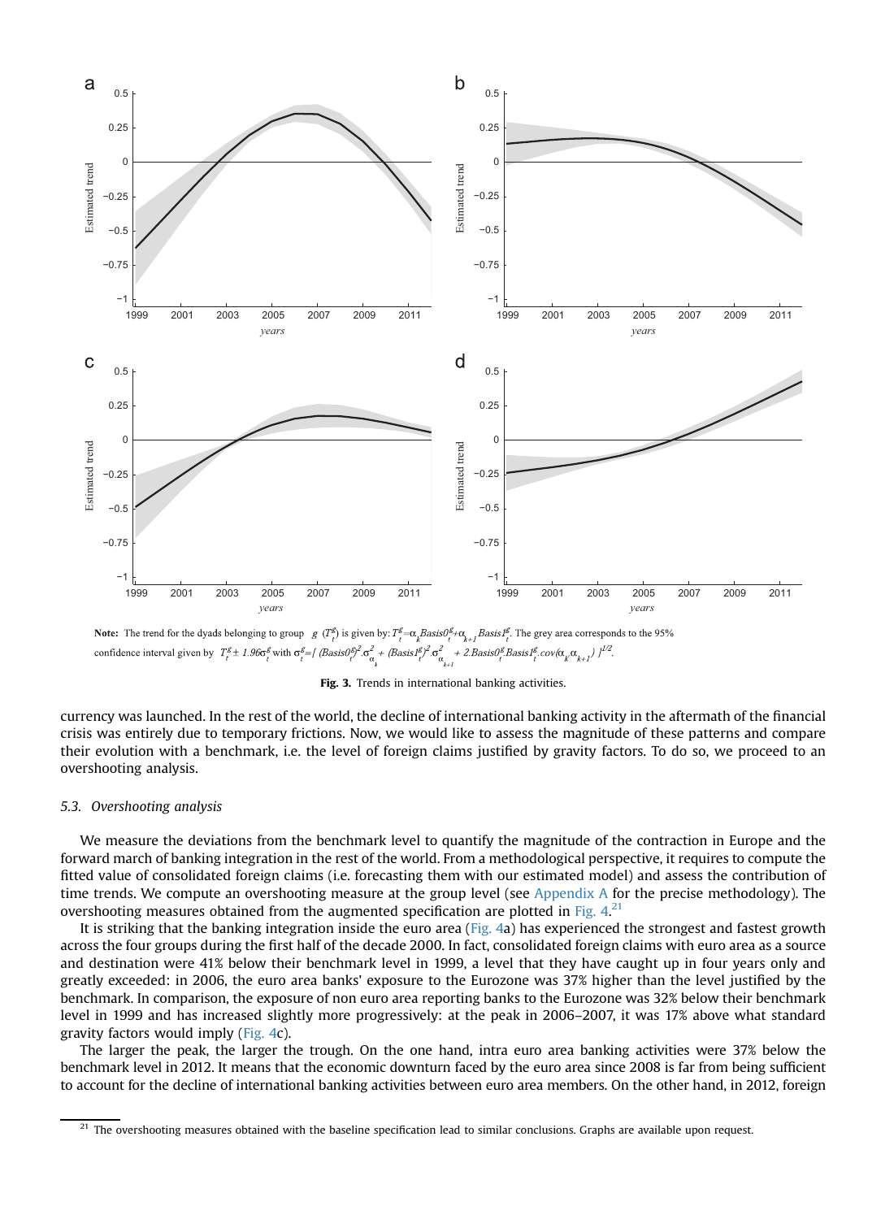**Note:** The trend for the dyads belonging to group $g$ ($T_t^g$) is given by: $T_t^g = \alpha_k Basis0_t^g + \alpha_{k+1} Basis1_t^g$. The grey area corresponds to the 95% confidence interval given by $T_t^g \pm 1.96\sigma_t^g$ with $\sigma_t^g = [(Basis0_t^g)^2 . \sigma_{\alpha_k}^2 + (Basis1_t^g)^2 . \sigma_{\alpha_{k+1}}^2 + 2.Basis0_t^g . Basis1_t^g . cov(\alpha_k, \alpha_{k+1})]^{1/2}$.

**Fig. 3.** Trends in international banking activities.

currency was launched. In the rest of the world, the decline of international banking activity in the aftermath of the financial crisis was entirely due to temporary frictions. Now, we would like to assess the magnitude of these patterns and compare their evolution with a benchmark, i.e. the level of foreign claims justified by gravity factors. To do so, we proceed to an overshooting analysis.

### 5.3. Overshooting analysis

We measure the deviations from the benchmark level to quantify the magnitude of the contraction in Europe and the forward march of banking integration in the rest of the world. From a methodological perspective, it requires to compute the fitted value of consolidated foreign claims (i.e. forecasting them with our estimated model) and assess the contribution of time trends. We compute an overshooting measure at the group level (see Appendix A for the precise methodology). The overshooting measures obtained from the augmented specification are plotted in Fig. 4.[21]

It is striking that the banking integration inside the euro area (Fig. 4a) has experienced the strongest and fastest growth across the four groups during the first half of the decade 2000. In fact, consolidated foreign claims with euro area as a source and destination were 41% below their benchmark level in 1999, a level that they have caught up in four years only and greatly exceeded: in 2006, the euro area banks' exposure to the Eurozone was 37% higher than the level justified by the benchmark. In comparison, the exposure of non euro area reporting banks to the Eurozone was 32% below their benchmark level in 1999 and has increased slightly more progressively: at the peak in 2006–2007, it was 17% above what standard gravity factors would imply (Fig. 4c).

The larger the peak, the larger the trough. On the one hand, intra euro area banking activities were 37% below the benchmark level in 2012. It means that the economic downturn faced by the euro area since 2008 is far from being sufficient to account for the decline of international banking activities between euro area members. On the other hand, in 2012, foreign

[21] The overshooting measures obtained with the baseline specification lead to similar conclusions. Graphs are available upon request.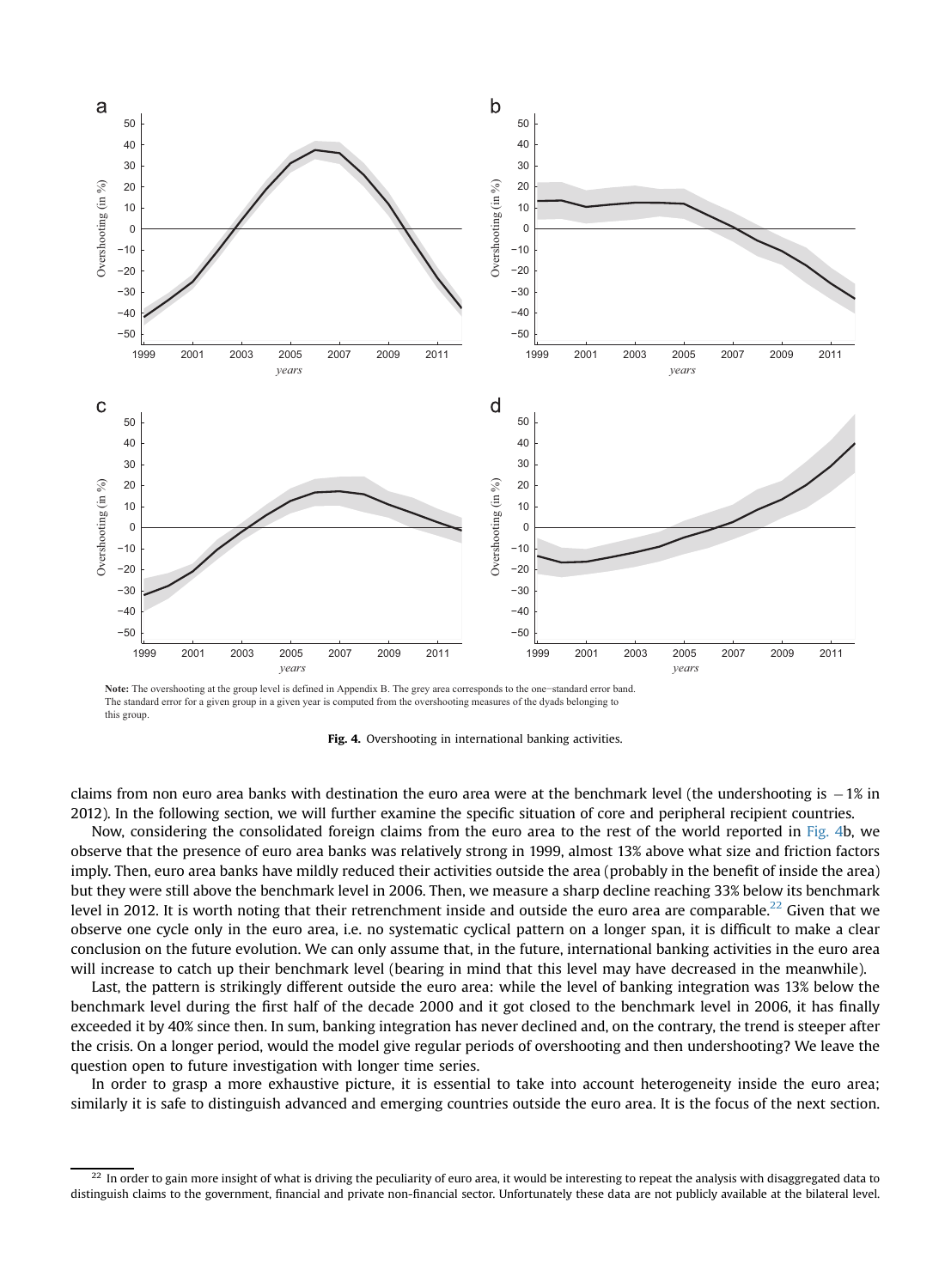**Note:** The overshooting at the group level is defined in Appendix B. The grey area corresponds to the one–standard error band. The standard error for a given group in a given year is computed from the overshooting measures of the dyads belonging to this group.

**Fig. 4.** Overshooting in international banking activities.

claims from non euro area banks with destination the euro area were at the benchmark level (the undershooting is −1% in 2012). In the following section, we will further examine the specific situation of core and peripheral recipient countries.

Now, considering the consolidated foreign claims from the euro area to the rest of the world reported in Fig. 4b, we observe that the presence of euro area banks was relatively strong in 1999, almost 13% above what size and friction factors imply. Then, euro area banks have mildly reduced their activities outside the area (probably in the benefit of inside the area) but they were still above the benchmark level in 2006. Then, we measure a sharp decline reaching 33% below its benchmark level in 2012. It is worth noting that their retrenchment inside and outside the euro area are comparable.[22] Given that we observe one cycle only in the euro area, i.e. no systematic cyclical pattern on a longer span, it is difficult to make a clear conclusion on the future evolution. We can only assume that, in the future, international banking activities in the euro area will increase to catch up their benchmark level (bearing in mind that this level may have decreased in the meanwhile).

Last, the pattern is strikingly different outside the euro area: while the level of banking integration was 13% below the benchmark level during the first half of the decade 2000 and it got closed to the benchmark level in 2006, it has finally exceeded it by 40% since then. In sum, banking integration has never declined and, on the contrary, the trend is steeper after the crisis. On a longer period, would the model give regular periods of overshooting and then undershooting? We leave the question open to future investigation with longer time series.

In order to grasp a more exhaustive picture, it is essential to take into account heterogeneity inside the euro area; similarly it is safe to distinguish advanced and emerging countries outside the euro area. It is the focus of the next section.

[22] In order to gain more insight of what is driving the peculiarity of euro area, it would be interesting to repeat the analysis with disaggregated data to distinguish claims to the government, financial and private non-financial sector. Unfortunately these data are not publicly available at the bilateral level.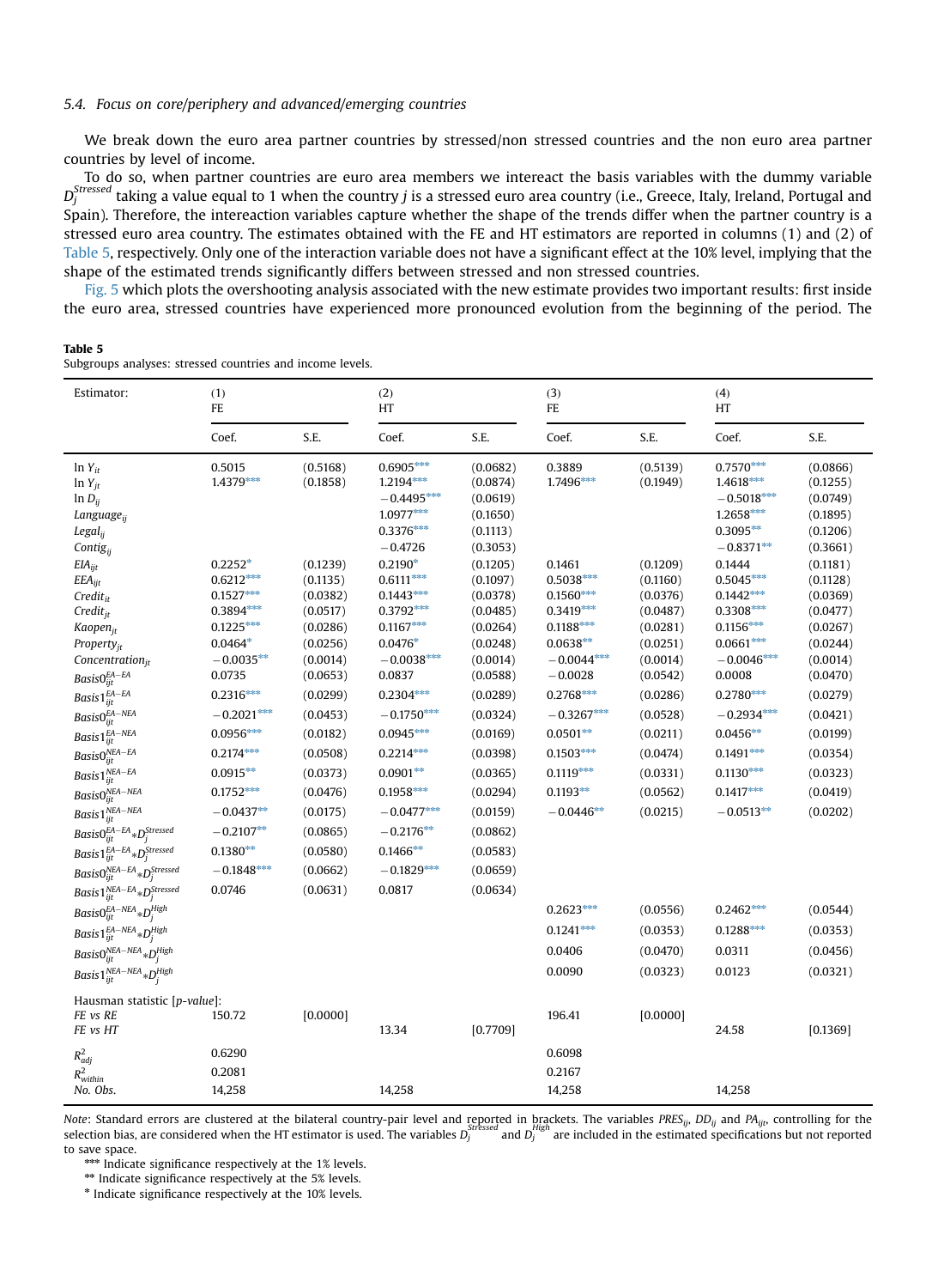### 5.4. Focus on core/periphery and advanced/emerging countries

We break down the euro area partner countries by stressed/non stressed countries and the non euro area partner countries by level of income.

To do so, when partner countries are euro area members we intereact the basis variables with the dummy variable $D_j^{Stressed}$ taking a value equal to 1 when the country $j$ is a stressed euro area country (i.e., Greece, Italy, Ireland, Portugal and Spain). Therefore, the intereaction variables capture whether the shape of the trends differ when the partner country is a stressed euro area country. The estimates obtained with the FE and HT estimators are reported in columns (1) and (2) of Table 5, respectively. Only one of the interaction variable does not have a significant effect at the 10% level, implying that the shape of the estimated trends significantly differs between stressed and non stressed countries.

Fig. 5 which plots the overshooting analysis associated with the new estimate provides two important results: first inside the euro area, stressed countries have experienced more pronounced evolution from the beginning of the period. The

**Table 5**
Subgroups analyses: stressed countries and income levels.

| Estimator: | (1) FE | | (2) HT | | (3) FE | | (4) HT | |
|---|---|---|---|---|---|---|---|---|
| | Coef. | S.E. | Coef. | S.E. | Coef. | S.E. | Coef. | S.E. |
| $\ln Y_{it}$ | 0.5015 | (0.5168) | 0.6905*** | (0.0682) | 0.3889 | (0.5139) | 0.7570*** | (0.0866) |
| $\ln Y_{jt}$ | 1.4379*** | (0.1858) | 1.2194*** | (0.0874) | 1.7496*** | (0.1949) | 1.4618*** | (0.1255) |
| $\ln D_{ij}$ | | | −0.4495*** | (0.0619) | | | −0.5018*** | (0.0749) |
| $Language_{ij}$ | | | 1.0977*** | (0.1650) | | | 1.2658*** | (0.1895) |
| $Legal_{ij}$ | | | 0.3376*** | (0.1113) | | | 0.3095** | (0.1206) |
| $Contig_{ij}$ | | | −0.4726 | (0.3053) | | | −0.8371** | (0.3661) |
| $EIA_{ijt}$ | 0.2252* | (0.1239) | 0.2190* | (0.1205) | 0.1461 | (0.1209) | 0.1444 | (0.1181) |
| $EEA_{ijt}$ | 0.6212*** | (0.1135) | 0.6111*** | (0.1097) | 0.5038*** | (0.1160) | 0.5045*** | (0.1128) |
| $Credit_{it}$ | 0.1527*** | (0.0382) | 0.1443*** | (0.0378) | 0.1560*** | (0.0376) | 0.1442*** | (0.0369) |
| $Credit_{jt}$ | 0.3894*** | (0.0517) | 0.3792*** | (0.0485) | 0.3419*** | (0.0487) | 0.3308*** | (0.0477) |
| $Kaopen_{jt}$ | 0.1225*** | (0.0286) | 0.1167*** | (0.0264) | 0.1188*** | (0.0281) | 0.1156*** | (0.0267) |
| $Property_{jt}$ | 0.0464* | (0.0256) | 0.0476* | (0.0248) | 0.0638** | (0.0251) | 0.0661*** | (0.0244) |
| $Concentration_{jt}$ | −0.0035** | (0.0014) | −0.0038*** | (0.0014) | −0.0044*** | (0.0014) | −0.0046*** | (0.0014) |
| $Basis0_{ijt}^{EA-EA}$ | 0.0735 | (0.0653) | 0.0837 | (0.0588) | −0.0028 | (0.0542) | 0.0008 | (0.0470) |
| $Basis1_{ijt}^{EA-EA}$ | 0.2316*** | (0.0299) | 0.2304*** | (0.0289) | 0.2768*** | (0.0286) | 0.2780*** | (0.0279) |
| $Basis0_{ijt}^{EA-NEA}$ | −0.2021*** | (0.0453) | −0.1750*** | (0.0324) | −0.3267*** | (0.0528) | −0.2934*** | (0.0421) |
| $Basis1_{ijt}^{EA-NEA}$ | 0.0956*** | (0.0182) | 0.0945*** | (0.0169) | 0.0501** | (0.0211) | 0.0456** | (0.0199) |
| $Basis0_{ijt}^{NEA-EA}$ | 0.2174*** | (0.0508) | 0.2214*** | (0.0398) | 0.1503*** | (0.0474) | 0.1491*** | (0.0354) |
| $Basis1_{ijt}^{NEA-EA}$ | 0.0915** | (0.0373) | 0.0901** | (0.0365) | 0.1119*** | (0.0331) | 0.1130*** | (0.0323) |
| $Basis0_{ijt}^{NEA-NEA}$ | 0.1752*** | (0.0476) | 0.1958*** | (0.0294) | 0.1193** | (0.0562) | 0.1417*** | (0.0419) |
| $Basis1_{ijt}^{NEA-NEA}$ | −0.0437** | (0.0175) | −0.0477*** | (0.0159) | −0.0446** | (0.0215) | −0.0513** | (0.0202) |
| $Basis0_{ijt}^{EA-EA} * D_j^{Stressed}$ | −0.2107** | (0.0865) | −0.2176** | (0.0862) | | | | |
| $Basis1_{ijt}^{EA-EA} * D_j^{Stressed}$ | 0.1380** | (0.0580) | 0.1466** | (0.0583) | | | | |
| $Basis0_{ijt}^{NEA-EA} * D_j^{Stressed}$ | −0.1848*** | (0.0662) | −0.1829*** | (0.0659) | | | | |
| $Basis1_{ijt}^{NEA-EA} * D_j^{Stressed}$ | 0.0746 | (0.0631) | 0.0817 | (0.0634) | | | | |
| $Basis0_{ijt}^{EA-NEA} * D_j^{High}$ | | | | | 0.2623*** | (0.0556) | 0.2462*** | (0.0544) |
| $Basis1_{ijt}^{EA-NEA} * D_j^{High}$ | | | | | 0.1241*** | (0.0353) | 0.1288*** | (0.0353) |
| $Basis0_{ijt}^{NEA-NEA} * D_j^{High}$ | | | | | 0.0406 | (0.0470) | 0.0311 | (0.0456) |
| $Basis1_{ijt}^{NEA-NEA} * D_j^{High}$ | | | | | 0.0090 | (0.0323) | 0.0123 | (0.0321) |
| Hausman statistic [*p-value*]: | | | | | | | | |
| *FE vs RE* | 150.72 | [0.0000] | | | 196.41 | [0.0000] | | |
| *FE vs HT* | | | 13.34 | [0.7709] | | | 24.58 | [0.1369] |
| $R^2_{adj}$ | 0.6290 | | | | 0.6098 | | | |
| $R^2_{within}$ | 0.2081 | | | | 0.2167 | | | |
| *No. Obs.* | 14,258 | | 14,258 | | 14,258 | | 14,258 | |

*Note*: Standard errors are clustered at the bilateral country-pair level and reported in brackets. The variables $PRES_{ij}$, $DD_{ij}$ and $PA_{ijt}$, controlling for the selection bias, are considered when the HT estimator is used. The variables $D_j^{Stressed}$ and $D_j^{High}$ are included in the estimated specifications but not reported to save space.

*** Indicate significance respectively at the 1% levels.

** Indicate significance respectively at the 5% levels.

\* Indicate significance respectively at the 10% levels.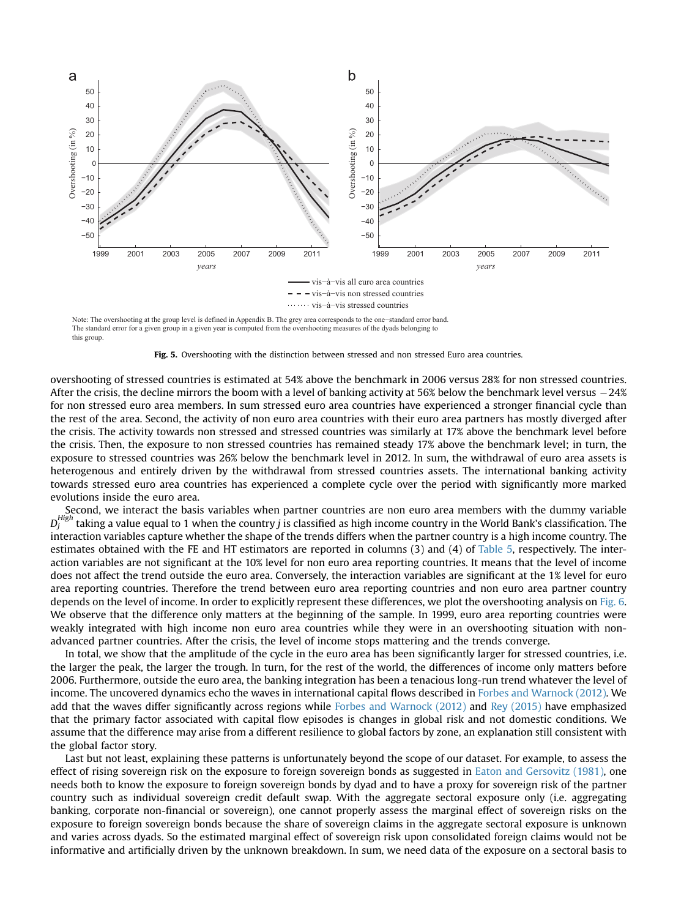Note: The overshooting at the group level is defined in Appendix B. The grey area corresponds to the one–standard error band. The standard error for a given group in a given year is computed from the overshooting measures of the dyads belonging to this group.

**Fig. 5.** Overshooting with the distinction between stressed and non stressed Euro area countries.

overshooting of stressed countries is estimated at 54% above the benchmark in 2006 versus 28% for non stressed countries. After the crisis, the decline mirrors the boom with a level of banking activity at 56% below the benchmark level versus −24% for non stressed euro area members. In sum stressed euro area countries have experienced a stronger financial cycle than the rest of the area. Second, the activity of non euro area countries with their euro area partners has mostly diverged after the crisis. The activity towards non stressed and stressed countries was similarly at 17% above the benchmark level before the crisis. Then, the exposure to non stressed countries has remained steady 17% above the benchmark level; in turn, the exposure to stressed countries was 26% below the benchmark level in 2012. In sum, the withdrawal of euro area assets is heterogenous and entirely driven by the withdrawal from stressed countries assets. The international banking activity towards stressed euro area countries has experienced a complete cycle over the period with significantly more marked evolutions inside the euro area.

Second, we interact the basis variables when partner countries are non euro area members with the dummy variable $D_j^{High}$ taking a value equal to 1 when the country $j$ is classified as high income country in the World Bank's classification. The interaction variables capture whether the shape of the trends differs when the partner country is a high income country. The estimates obtained with the FE and HT estimators are reported in columns (3) and (4) of Table 5, respectively. The interaction variables are not significant at the 10% level for non euro area reporting countries. It means that the level of income does not affect the trend outside the euro area. Conversely, the interaction variables are significant at the 1% level for euro area reporting countries. Therefore the trend between euro area reporting countries and non euro area partner country depends on the level of income. In order to explicitly represent these differences, we plot the overshooting analysis on Fig. 6. We observe that the difference only matters at the beginning of the sample. In 1999, euro area reporting countries were weakly integrated with high income non euro area countries while they were in an overshooting situation with non-advanced partner countries. After the crisis, the level of income stops mattering and the trends converge.

In total, we show that the amplitude of the cycle in the euro area has been significantly larger for stressed countries, i.e. the larger the peak, the larger the trough. In turn, for the rest of the world, the differences of income only matters before 2006. Furthermore, outside the euro area, the banking integration has been a tenacious long-run trend whatever the level of income. The uncovered dynamics echo the waves in international capital flows described in Forbes and Warnock (2012). We add that the waves differ significantly across regions while Forbes and Warnock (2012) and Rey (2015) have emphasized that the primary factor associated with capital flow episodes is changes in global risk and not domestic conditions. We assume that the difference may arise from a different resilience to global factors by zone, an explanation still consistent with the global factor story.

Last but not least, explaining these patterns is unfortunately beyond the scope of our dataset. For example, to assess the effect of rising sovereign risk on the exposure to foreign sovereign bonds as suggested in Eaton and Gersovitz (1981), one needs both to know the exposure to foreign sovereign bonds by dyad and to have a proxy for sovereign risk of the partner country such as individual sovereign credit default swap. With the aggregate sectoral exposure only (i.e. aggregating banking, corporate non-financial or sovereign), one cannot properly assess the marginal effect of sovereign risks on the exposure to foreign sovereign bonds because the share of sovereign claims in the aggregate sectoral exposure is unknown and varies across dyads. So the estimated marginal effect of sovereign risk upon consolidated foreign claims would not be informative and artificially driven by the unknown breakdown. In sum, we need data of the exposure on a sectoral basis to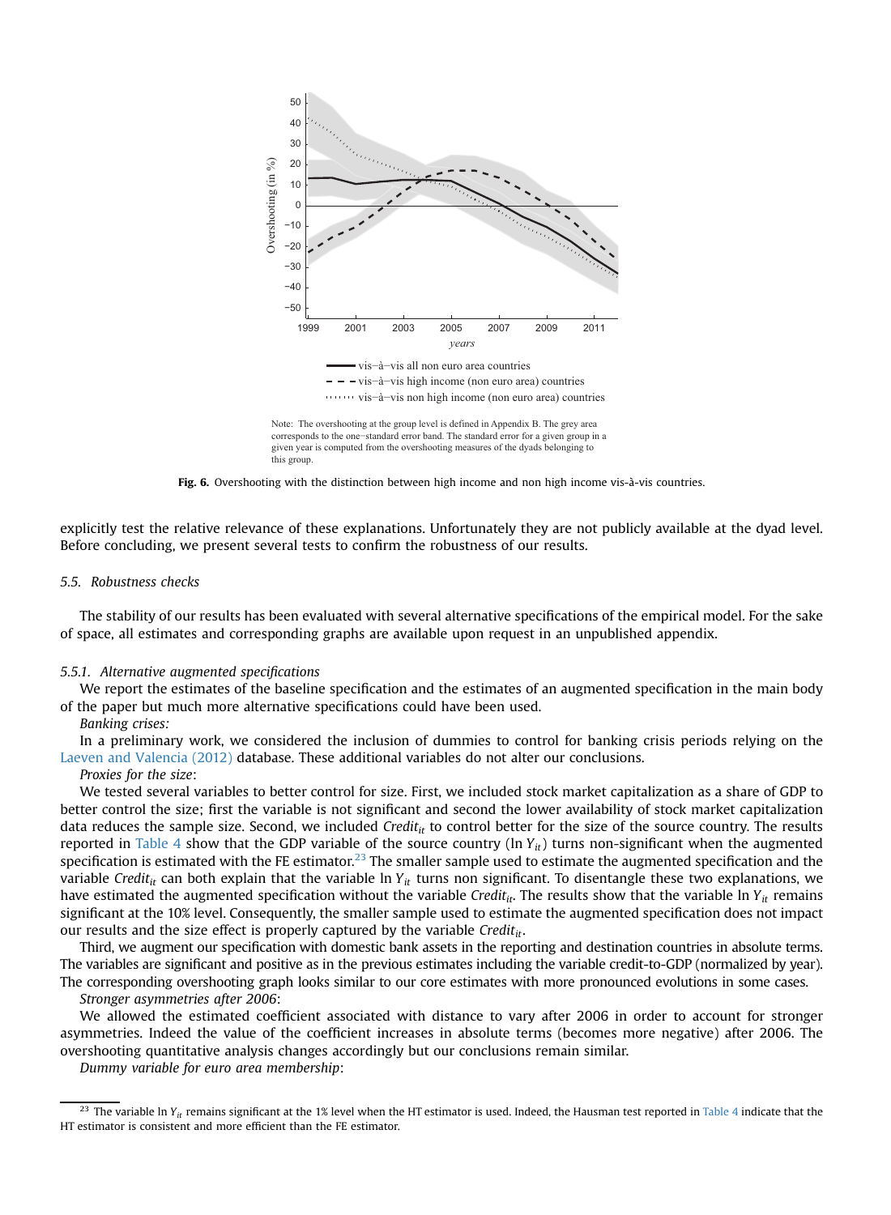Note: The overshooting at the group level is defined in Appendix B. The grey area corresponds to the one–standard error band. The standard error for a given group in a given year is computed from the overshooting measures of the dyads belonging to this group.

**Fig. 6.** Overshooting with the distinction between high income and non high income vis-à-vis countries.

explicitly test the relative relevance of these explanations. Unfortunately they are not publicly available at the dyad level. Before concluding, we present several tests to confirm the robustness of our results.

### 5.5. Robustness checks

The stability of our results has been evaluated with several alternative specifications of the empirical model. For the sake of space, all estimates and corresponding graphs are available upon request in an unpublished appendix.

#### 5.5.1. Alternative augmented specifications

We report the estimates of the baseline specification and the estimates of an augmented specification in the main body of the paper but much more alternative specifications could have been used.

*Banking crises:*

In a preliminary work, we considered the inclusion of dummies to control for banking crisis periods relying on the Laeven and Valencia (2012) database. These additional variables do not alter our conclusions.

*Proxies for the size*:

We tested several variables to better control for size. First, we included stock market capitalization as a share of GDP to better control the size; first the variable is not significant and second the lower availability of stock market capitalization data reduces the sample size. Second, we included $Credit_{it}$ to control better for the size of the source country. The results reported in Table 4 show that the GDP variable of the source country ($\ln Y_{it}$) turns non-significant when the augmented specification is estimated with the FE estimator.[23] The smaller sample used to estimate the augmented specification and the variable $Credit_{it}$ can both explain that the variable $\ln Y_{it}$ turns non significant. To disentangle these two explanations, we have estimated the augmented specification without the variable $Credit_{it}$. The results show that the variable $\ln Y_{it}$ remains significant at the 10% level. Consequently, the smaller sample used to estimate the augmented specification does not impact our results and the size effect is properly captured by the variable $Credit_{it}$.

Third, we augment our specification with domestic bank assets in the reporting and destination countries in absolute terms. The variables are significant and positive as in the previous estimates including the variable credit-to-GDP (normalized by year). The corresponding overshooting graph looks similar to our core estimates with more pronounced evolutions in some cases.

*Stronger asymmetries after 2006*:

We allowed the estimated coefficient associated with distance to vary after 2006 in order to account for stronger asymmetries. Indeed the value of the coefficient increases in absolute terms (becomes more negative) after 2006. The overshooting quantitative analysis changes accordingly but our conclusions remain similar.

*Dummy variable for euro area membership*:

[23] The variable $\ln Y_{it}$ remains significant at the 1% level when the HT estimator is used. Indeed, the Hausman test reported in Table 4 indicate that the HT estimator is consistent and more efficient than the FE estimator.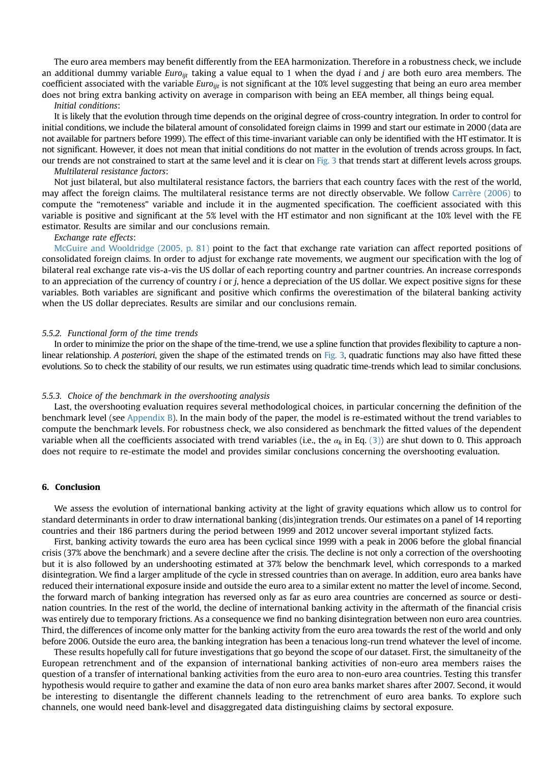The euro area members may benefit differently from the EEA harmonization. Therefore in a robustness check, we include an additional dummy variable $Euro_{ijt}$ taking a value equal to 1 when the dyad $i$ and $j$ are both euro area members. The coefficient associated with the variable $Euro_{ijt}$ is not significant at the 10% level suggesting that being an euro area member does not bring extra banking activity on average in comparison with being an EEA member, all things being equal.

*Initial conditions*:

It is likely that the evolution through time depends on the original degree of cross-country integration. In order to control for initial conditions, we include the bilateral amount of consolidated foreign claims in 1999 and start our estimate in 2000 (data are not available for partners before 1999). The effect of this time-invariant variable can only be identified with the HT estimator. It is not significant. However, it does not mean that initial conditions do not matter in the evolution of trends across groups. In fact, our trends are not constrained to start at the same level and it is clear on Fig. 3 that trends start at different levels across groups.

*Multilateral resistance factors*:

Not just bilateral, but also multilateral resistance factors, the barriers that each country faces with the rest of the world, may affect the foreign claims. The multilateral resistance terms are not directly observable. We follow Carrère (2006) to compute the "remoteness" variable and include it in the augmented specification. The coefficient associated with this variable is positive and significant at the 5% level with the HT estimator and non significant at the 10% level with the FE estimator. Results are similar and our conclusions remain.

*Exchange rate effects*:

McGuire and Wooldridge (2005, p. 81) point to the fact that exchange rate variation can affect reported positions of consolidated foreign claims. In order to adjust for exchange rate movements, we augment our specification with the log of bilateral real exchange rate vis-a-vis the US dollar of each reporting country and partner countries. An increase corresponds to an appreciation of the currency of country $i$ or $j$, hence a depreciation of the US dollar. We expect positive signs for these variables. Both variables are significant and positive which confirms the overestimation of the bilateral banking activity when the US dollar depreciates. Results are similar and our conclusions remain.

### 5.5.2. Functional form of the time trends

In order to minimize the prior on the shape of the time-trend, we use a spline function that provides flexibility to capture a non-linear relationship. *A posteriori*, given the shape of the estimated trends on Fig. 3, quadratic functions may also have fitted these evolutions. So to check the stability of our results, we run estimates using quadratic time-trends which lead to similar conclusions.

### 5.5.3. Choice of the benchmark in the overshooting analysis

Last, the overshooting evaluation requires several methodological choices, in particular concerning the definition of the benchmark level (see Appendix B). In the main body of the paper, the model is re-estimated without the trend variables to compute the benchmark levels. For robustness check, we also considered as benchmark the fitted values of the dependent variable when all the coefficients associated with trend variables (i.e., the $\alpha_k$ in Eq. (3)) are shut down to 0. This approach does not require to re-estimate the model and provides similar conclusions concerning the overshooting evaluation.

## 6. Conclusion

We assess the evolution of international banking activity at the light of gravity equations which allow us to control for standard determinants in order to draw international banking (dis)integration trends. Our estimates on a panel of 14 reporting countries and their 186 partners during the period between 1999 and 2012 uncover several important stylized facts.

First, banking activity towards the euro area has been cyclical since 1999 with a peak in 2006 before the global financial crisis (37% above the benchmark) and a severe decline after the crisis. The decline is not only a correction of the overshooting but it is also followed by an undershooting estimated at 37% below the benchmark level, which corresponds to a marked disintegration. We find a larger amplitude of the cycle in stressed countries than on average. In addition, euro area banks have reduced their international exposure inside and outside the euro area to a similar extent no matter the level of income. Second, the forward march of banking integration has reversed only as far as euro area countries are concerned as source or destination countries. In the rest of the world, the decline of international banking activity in the aftermath of the financial crisis was entirely due to temporary frictions. As a consequence we find no banking disintegration between non euro area countries. Third, the differences of income only matter for the banking activity from the euro area towards the rest of the world and only before 2006. Outside the euro area, the banking integration has been a tenacious long-run trend whatever the level of income.

These results hopefully call for future investigations that go beyond the scope of our dataset. First, the simultaneity of the European retrenchment and of the expansion of international banking activities of non-euro area members raises the question of a transfer of international banking activities from the euro area to non-euro area countries. Testing this transfer hypothesis would require to gather and examine the data of non euro area banks market shares after 2007. Second, it would be interesting to disentangle the different channels leading to the retrenchment of euro area banks. To explore such channels, one would need bank-level and disaggregated data distinguishing claims by sectoral exposure.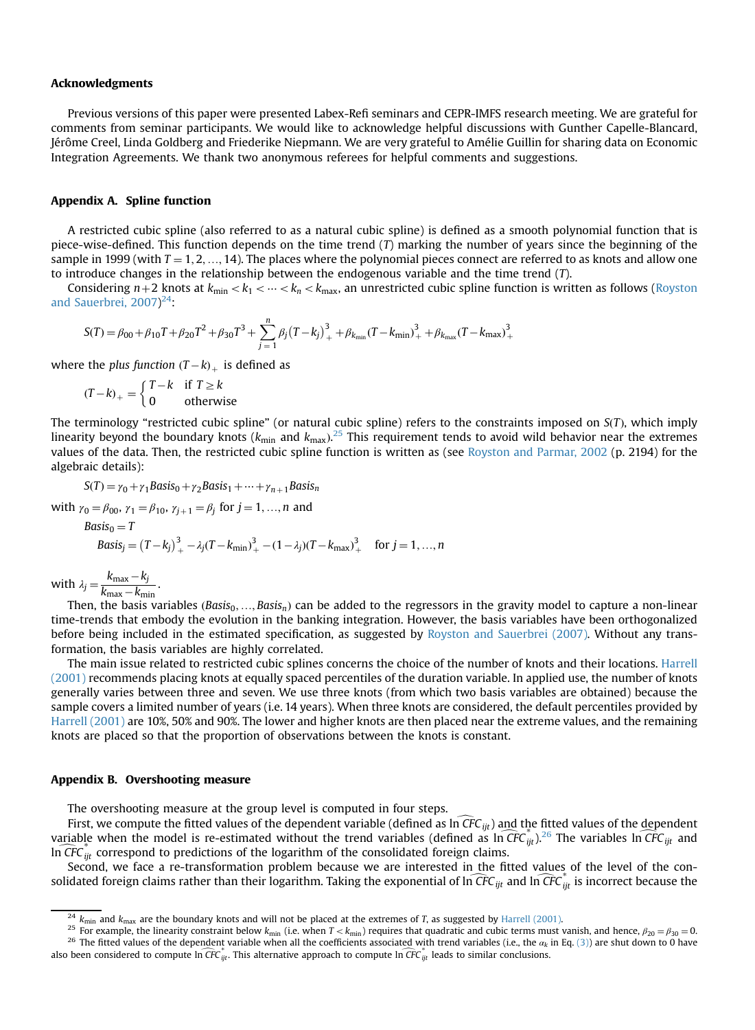## Acknowledgments

Previous versions of this paper were presented Labex-Refi seminars and CEPR-IMFS research meeting. We are grateful for comments from seminar participants. We would like to acknowledge helpful discussions with Gunther Capelle-Blancard, Jérôme Creel, Linda Goldberg and Friederike Niepmann. We are very grateful to Amélie Guillin for sharing data on Economic Integration Agreements. We thank two anonymous referees for helpful comments and suggestions.

## Appendix A. Spline function

A restricted cubic spline (also referred to as a natural cubic spline) is defined as a smooth polynomial function that is piece-wise-defined. This function depends on the time trend ($T$) marking the number of years since the beginning of the sample in 1999 (with $T = 1, 2, \ldots, 14$). The places where the polynomial pieces connect are referred to as knots and allow one to introduce changes in the relationship between the endogenous variable and the time trend ($T$).

Considering $n+2$ knots at $k_{\min} < k_1 < \cdots < k_n < k_{\max}$, an unrestricted cubic spline function is written as follows (Royston and Sauerbrei, 2007)[24]:

$$S(T) = \beta_{00} + \beta_{10}T + \beta_{20}T^2 + \beta_{30}T^3 + \sum_{j=1}^{n} \beta_j (T - k_j)_+^3 + \beta_{k_{\min}} (T - k_{\min})_+^3 + \beta_{k_{\max}} (T - k_{\max})_+^3$$

where the *plus function* $(T-k)_+$ is defined as

$$(T-k)_+ = \begin{cases} T-k & \text{if } T \geq k \\ 0 & \text{otherwise} \end{cases}$$

The terminology "restricted cubic spline" (or natural cubic spline) refers to the constraints imposed on $S(T)$, which imply linearity beyond the boundary knots ($k_{\min}$ and $k_{\max}$).[25] This requirement tends to avoid wild behavior near the extremes values of the data. Then, the restricted cubic spline function is written as (see Royston and Parmar, 2002 (p. 2194) for the algebraic details):

$$S(T) = \gamma_0 + \gamma_1 Basis_0 + \gamma_2 Basis_1 + \cdots + \gamma_{n+1} Basis_n$$

with $\gamma_0 = \beta_{00}$, $\gamma_1 = \beta_{10}$, $\gamma_{j+1} = \beta_j$ for $j = 1, \ldots, n$ and

$$Basis_0 = T$$

$$Basis_j = (T - k_j)_+^3 - \lambda_j (T - k_{\min})_+^3 - (1 - \lambda_j)(T - k_{\max})_+^3 \quad \text{for } j = 1, \ldots, n$$

with $\lambda_j = \dfrac{k_{\max} - k_j}{k_{\max} - k_{\min}}$.

Then, the basis variables ($Basis_0, \ldots, Basis_n$) can be added to the regressors in the gravity model to capture a non-linear time-trends that embody the evolution in the banking integration. However, the basis variables have been orthogonalized before being included in the estimated specification, as suggested by Royston and Sauerbrei (2007). Without any transformation, the basis variables are highly correlated.

The main issue related to restricted cubic splines concerns the choice of the number of knots and their locations. Harrell (2001) recommends placing knots at equally spaced percentiles of the duration variable. In applied use, the number of knots generally varies between three and seven. We use three knots (from which two basis variables are obtained) because the sample covers a limited number of years (i.e. 14 years). When three knots are considered, the default percentiles provided by Harrell (2001) are 10%, 50% and 90%. The lower and higher knots are then placed near the extreme values, and the remaining knots are placed so that the proportion of observations between the knots is constant.

## Appendix B. Overshooting measure

The overshooting measure at the group level is computed in four steps.

First, we compute the fitted values of the dependent variable (defined as $\widehat{\ln CFC}_{ijt}$) and the fitted values of the dependent variable when the model is re-estimated without the trend variables (defined as $\widehat{\ln CFC}^*_{ijt}$).[26] The variables $\widehat{\ln CFC}_{ijt}$ and $\widehat{\ln CFC}^*_{ijt}$ correspond to predictions of the logarithm of the consolidated foreign claims.

Second, we face a re-transformation problem because we are interested in the fitted values of the level of the consolidated foreign claims rather than their logarithm. Taking the exponential of $\widehat{\ln CFC}_{ijt}$ and $\widehat{\ln CFC}^*_{ijt}$ is incorrect because the

---

[24] $k_{\min}$ and $k_{\max}$ are the boundary knots and will not be placed at the extremes of $T$, as suggested by Harrell (2001).

[25] For example, the linearity constraint below $k_{\min}$ (i.e. when $T < k_{\min}$) requires that quadratic and cubic terms must vanish, and hence, $\beta_{20} = \beta_{30} = 0$.

[26] The fitted values of the dependent variable when all the coefficients associated with trend variables (i.e., the $\alpha_k$ in Eq. (3)) are shut down to 0 have also been considered to compute $\widehat{\ln CFC}^*_{ijt}$. This alternative approach to compute $\widehat{\ln CFC}^*_{ijt}$ leads to similar conclusions.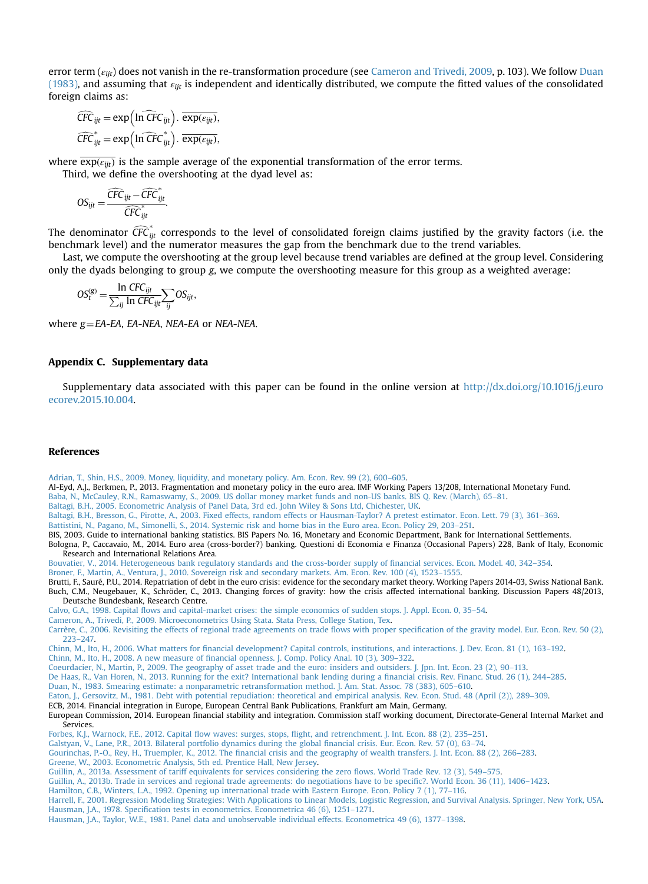error term ($\varepsilon_{ijt}$) does not vanish in the re-transformation procedure (see Cameron and Trivedi, 2009, p. 103). We follow Duan (1983), and assuming that $\varepsilon_{ijt}$ is independent and identically distributed, we compute the fitted values of the consolidated foreign claims as:

$$\widehat{CFC}_{ijt} = \exp\left(\widehat{\ln CFC}_{ijt}\right) \cdot \overline{\exp(\varepsilon_{ijt})},$$

$$\widehat{CFC}^{*}_{ijt} = \exp\left(\widehat{\ln CFC}^{*}_{ijt}\right) \cdot \overline{\exp(\varepsilon_{ijt})},$$

where $\overline{\exp(\varepsilon_{ijt})}$ is the sample average of the exponential transformation of the error terms.

Third, we define the overshooting at the dyad level as:

$$OS_{ijt} = \frac{\widehat{CFC}_{ijt} - \widehat{CFC}^{*}_{ijt}}{\widehat{CFC}^{*}_{ijt}}.$$

The denominator $\widehat{CFC}^{*}_{ijt}$ corresponds to the level of consolidated foreign claims justified by the gravity factors (i.e. the benchmark level) and the numerator measures the gap from the benchmark due to the trend variables.

Last, we compute the overshooting at the group level because trend variables are defined at the group level. Considering only the dyads belonging to group $g$, we compute the overshooting measure for this group as a weighted average:

$$OS^{(g)}_{t} = \frac{\ln CFC_{ijt}}{\sum_{ij} \ln CFC_{ijt}} \sum_{ij} OS_{ijt},$$

where $g$ = *EA-EA*, *EA-NEA*, *NEA-EA* or *NEA-NEA*.

## Appendix C. Supplementary data

Supplementary data associated with this paper can be found in the online version at http://dx.doi.org/10.1016/j.euroecorev.2015.10.004.

## References

Adrian, T., Shin, H.S., 2009. Money, liquidity, and monetary policy. Am. Econ. Rev. 99 (2), 600–605.
Al-Eyd, A.J., Berkmen, P., 2013. Fragmentation and monetary policy in the euro area. IMF Working Papers 13/208, International Monetary Fund.
Baba, N., McCauley, R.N., Ramaswamy, S., 2009. US dollar money market funds and non-US banks. BIS Q. Rev. (March), 65–81.
Baltagi, B.H., 2005. Econometric Analysis of Panel Data, 3rd ed. John Wiley & Sons Ltd, Chichester, UK.
Baltagi, B.H., Bresson, G., Pirotte, A., 2003. Fixed effects, random effects or Hausman-Taylor? A pretest estimator. Econ. Lett. 79 (3), 361–369.
Battistini, N., Pagano, M., Simonelli, S., 2014. Systemic risk and home bias in the Euro area. Econ. Policy 29, 203–251.
BIS, 2003. Guide to international banking statistics. BIS Papers No. 16, Monetary and Economic Department, Bank for International Settlements.
Bologna, P., Caccavaio, M., 2014. Euro area (cross-border?) banking. Questioni di Economia e Finanza (Occasional Papers) 228, Bank of Italy, Economic Research and International Relations Area.
Bouvatier, V., 2014. Heterogeneous bank regulatory standards and the cross-border supply of financial services. Econ. Model. 40, 342–354.
Broner, F., Martin, A., Ventura, J., 2010. Sovereign risk and secondary markets. Am. Econ. Rev. 100 (4), 1523–1555.
Brutti, F., Sauré, P.U., 2014. Repatriation of debt in the euro crisis: evidence for the secondary market theory. Working Papers 2014-03, Swiss National Bank.
Buch, C.M., Neugebauer, K., Schröder, C., 2013. Changing forces of gravity: how the crisis affected international banking. Discussion Papers 48/2013, Deutsche Bundesbank, Research Centre.
Calvo, G.A., 1998. Capital flows and capital-market crises: the simple economics of sudden stops. J. Appl. Econ. 0, 35–54.
Cameron, A., Trivedi, P., 2009. Microeconometrics Using Stata. Stata Press, College Station, Tex.
Carrère, C., 2006. Revisiting the effects of regional trade agreements on trade flows with proper specification of the gravity model. Eur. Econ. Rev. 50 (2), 223–247.
Chinn, M., Ito, H., 2006. What matters for financial development? Capital controls, institutions, and interactions. J. Dev. Econ. 81 (1), 163–192.
Chinn, M., Ito, H., 2008. A new measure of financial openness. J. Comp. Policy Anal. 10 (3), 309–322.
Coeurdacier, N., Martin, P., 2009. The geography of asset trade and the euro: insiders and outsiders. J. Jpn. Int. Econ. 23 (2), 90–113.
De Haas, R., Van Horen, N., 2013. Running for the exit? International bank lending during a financial crisis. Rev. Financ. Stud. 26 (1), 244–285.
Duan, N., 1983. Smearing estimate: a nonparametric retransformation method. J. Am. Stat. Assoc. 78 (383), 605–610.
Eaton, J., Gersovitz, M., 1981. Debt with potential repudiation: theoretical and empirical analysis. Rev. Econ. Stud. 48 (April (2)), 289–309.
ECB, 2014. Financial integration in Europe, European Central Bank Publications, Frankfurt am Main, Germany.
European Commission, 2014. European financial stability and integration. Commission staff working document, Directorate-General Internal Market and Services.
Forbes, K.J., Warnock, F.E., 2012. Capital flow waves: surges, stops, flight, and retrenchment. J. Int. Econ. 88 (2), 235–251.
Galstyan, V., Lane, P.R., 2013. Bilateral portfolio dynamics during the global financial crisis. Eur. Econ. Rev. 57 (0), 63–74.
Gourinchas, P.-O., Rey, H., Truempler, K., 2012. The financial crisis and the geography of wealth transfers. J. Int. Econ. 88 (2), 266–283.
Greene, W., 2003. Econometric Analysis, 5th ed. Prentice Hall, New Jersey.
Guillin, A., 2013a. Assessment of tariff equivalents for services considering the zero flows. World Trade Rev. 12 (3), 549–575.
Guillin, A., 2013b. Trade in services and regional trade agreements: do negotiations have to be specific?. World Econ. 36 (11), 1406–1423.
Hamilton, C.B., Winters, L.A., 1992. Opening up international trade with Eastern Europe. Econ. Policy 7 (1), 77–116.
Harrell, F., 2001. Regression Modeling Strategies: With Applications to Linear Models, Logistic Regression, and Survival Analysis. Springer, New York, USA.
Hausman, J.A., 1978. Specification tests in econometrics. Econometrica 46 (6), 1251–1271.
Hausman, J.A., Taylor, W.E., 1981. Panel data and unobservable individual effects. Econometrica 49 (6), 1377–1398.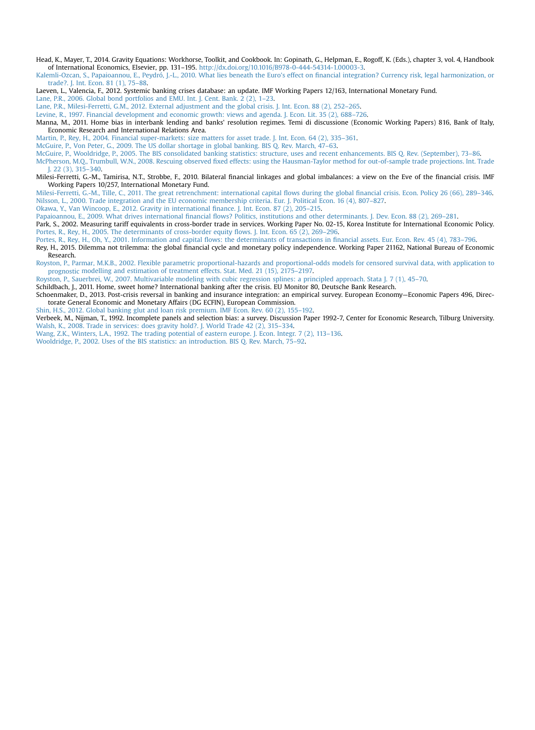Head, K., Mayer, T., 2014. Gravity Equations: Workhorse, Toolkit, and Cookbook. In: Gopinath, G., Helpman, E., Rogoff, K. (Eds.), chapter 3, vol. 4, Handbook of International Economics, Elsevier, pp. 131–195. http://dx.doi.org/10.1016/B978-0-444-54314-1.00003-3.

Kalemli-Ozcan, S., Papaioannou, E., Peydró, J.-L., 2010. What lies beneath the Euro's effect on financial integration? Currency risk, legal harmonization, or trade?. J. Int. Econ. 81 (1), 75–88.

Laeven, L., Valencia, F., 2012. Systemic banking crises database: an update. IMF Working Papers 12/163, International Monetary Fund.

Lane, P.R., 2006. Global bond portfolios and EMU. Int. J. Cent. Bank. 2 (2), 1–23.

Lane, P.R., Milesi-Ferretti, G.M., 2012. External adjustment and the global crisis. J. Int. Econ. 88 (2), 252–265.

Levine, R., 1997. Financial development and economic growth: views and agenda. J. Econ. Lit. 35 (2), 688–726.

Manna, M., 2011. Home bias in interbank lending and banks' resolution regimes. Temi di discussione (Economic Working Papers) 816, Bank of Italy, Economic Research and International Relations Area.

Martin, P., Rey, H., 2004. Financial super-markets: size matters for asset trade. J. Int. Econ. 64 (2), 335–361.

McGuire, P., Von Peter, G., 2009. The US dollar shortage in global banking. BIS Q. Rev. March, 47–63.

McGuire, P., Wooldridge, P., 2005. The BIS consolidated banking statistics: structure, uses and recent enhancements. BIS Q. Rev. (September), 73–86.

McPherson, M.Q., Trumbull, W.N., 2008. Rescuing observed fixed effects: using the Hausman-Taylor method for out-of-sample trade projections. Int. Trade J. 22 (3), 315–340.

Milesi-Ferretti, G.-M., Tamirisa, N.T., Strobbe, F., 2010. Bilateral financial linkages and global imbalances: a view on the Eve of the financial crisis. IMF Working Papers 10/257, International Monetary Fund.

Milesi-Ferretti, G.-M., Tille, C., 2011. The great retrenchment: international capital flows during the global financial crisis. Econ. Policy 26 (66), 289–346.

Nilsson, L., 2000. Trade integration and the EU economic membership criteria. Eur. J. Political Econ. 16 (4), 807–827.

Okawa, Y., Van Wincoop, E., 2012. Gravity in international finance. J. Int. Econ. 87 (2), 205–215.

Papaioannou, E., 2009. What drives international financial flows? Politics, institutions and other determinants. J. Dev. Econ. 88 (2), 269–281.

Park, S., 2002. Measuring tariff equivalents in cross-border trade in services. Working Paper No. 02-15, Korea Institute for International Economic Policy.

Portes, R., Rey, H., 2005. The determinants of cross-border equity flows. J. Int. Econ. 65 (2), 269–296.

Portes, R., Rey, H., Oh, Y., 2001. Information and capital flows: the determinants of transactions in financial assets. Eur. Econ. Rev. 45 (4), 783–796.

Rey, H., 2015. Dilemma not trilemma: the global financial cycle and monetary policy independence. Working Paper 21162, National Bureau of Economic Research.

Royston, P., Parmar, M.K.B., 2002. Flexible parametric proportional-hazards and proportional-odds models for censored survival data, with application to prognostic modelling and estimation of treatment effects. Stat. Med. 21 (15), 2175–2197.

Royston, P., Sauerbrei, W., 2007. Multivariable modeling with cubic regression splines: a principled approach. Stata J. 7 (1), 45–70.

Schildbach, J., 2011. Home, sweet home? International banking after the crisis. EU Monitor 80, Deutsche Bank Research.

Schoenmaker, D., 2013. Post-crisis reversal in banking and insurance integration: an empirical survey. European Economy—Economic Papers 496, Directorate General Economic and Monetary Affairs (DG ECFIN), European Commission.

Shin, H.S., 2012. Global banking glut and loan risk premium. IMF Econ. Rev. 60 (2), 155–192.

Verbeek, M., Nijman, T., 1992. Incomplete panels and selection bias: a survey. Discussion Paper 1992-7, Center for Economic Research, Tilburg University.

Walsh, K., 2008. Trade in services: does gravity hold?. J. World Trade 42 (2), 315–334.

Wang, Z.K., Winters, L.A., 1992. The trading potential of eastern europe. J. Econ. Integr. 7 (2), 113–136.

Wooldridge, P., 2002. Uses of the BIS statistics: an introduction. BIS Q. Rev. March, 75–92.